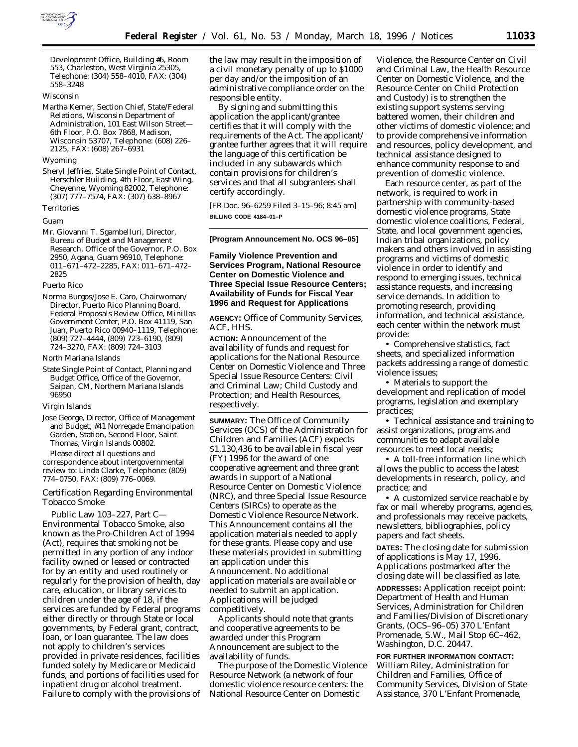Development Office, Building #6, Room 553, Charleston, West Virginia 25305, Telephone: (304) 558–4010, FAX: (304) 558–3248

Wisconsin

Martha Kerner, Section Chief, State/Federal Relations, Wisconsin Department of Administration, 101 East Wilson Street—6th Floor, P.O. Box 7868, Madison, Wisconsin 53707, Telephone: (608) 226–2125, FAX: (608) 267–6931

Wyoming

Sheryl Jeffries, State Single Point of Contact, Herschler Building, 4th Floor, East Wing, Cheyenne, Wyoming 82002, Telephone: (307) 777–7574, FAX: (307) 638–8967

Territories

Guam

Mr. Giovanni T. Sgambelluri, Director, Bureau of Budget and Management Research, Office of the Governor, P.O. Box 2950, Agana, Guam 96910, Telephone: 011–671–472–2285, FAX: 011–671–472–2825

Puerto Rico

Norma Burgos/Jose E. Caro, Chairwoman/Director, Puerto Rico Planning Board, Federal Proposals Review Office, Minillas Government Center, P.O. Box 41119, San Juan, Puerto Rico 00940–1119, Telephone: (809) 727–4444, (809) 723–6190, (809) 724–3270, FAX: (809) 724–3103

North Mariana Islands

State Single Point of Contact, Planning and Budget Office, Office of the Governor, Saipan, CM, Northern Mariana Islands 96950

Virgin Islands

Jose George, Director, Office of Management and Budget, #41 Norregade Emancipation Garden, Station, Second Floor, Saint Thomas, Virgin Islands 00802.

Please direct all questions and correspondence about intergovernmental review to: Linda Clarke, Telephone: (809) 774–0750, FAX: (809) 776–0069.

## Certification Regarding Environmental Tobacco Smoke

Public Law 103–227, Part C—Environmental Tobacco Smoke, also known as the Pro-Children Act of 1994 (Act), requires that smoking not be permitted in any portion of any indoor facility owned or leased or contracted for by an entity and used routinely or regularly for the provision of health, day care, education, or library services to children under the age of 18, if the services are funded by Federal programs either directly or through State or local governments, by Federal grant, contract, loan, or loan guarantee. The law does not apply to children's services provided in private residences, facilities funded solely by Medicare or Medicaid funds, and portions of facilities used for inpatient drug or alcohol treatment. Failure to comply with the provisions of the law may result in the imposition of a civil monetary penalty of up to $1000 per day and/or the imposition of an administrative compliance order on the responsible entity.

By signing and submitting this application the applicant/grantee certifies that it will comply with the requirements of the Act. The applicant/grantee further agrees that it will require the language of this certification be included in any subawards which contain provisions for children's services and that all subgrantees shall certify accordingly.

[FR Doc. 96–6259 Filed 3–15–96; 8:45 am]

**BILLING CODE 4184–01–P**

**[Program Announcement No. OCS 96–05]**

## Family Violence Prevention and Services Program, National Resource Center on Domestic Violence and Three Special Issue Resource Centers; Availability of Funds for Fiscal Year 1996 and Request for Applications

**AGENCY:** Office of Community Services, ACF, HHS.

**ACTION:** Announcement of the availability of funds and request for applications for the National Resource Center on Domestic Violence and Three Special Issue Resource Centers: Civil and Criminal Law; Child Custody and Protection; and Health Resources, respectively.

**SUMMARY:** The Office of Community Services (OCS) of the Administration for Children and Families (ACF) expects $1,130,436 to be available in fiscal year (FY) 1996 for the award of one cooperative agreement and three grant awards in support of a National Resource Center on Domestic Violence (NRC), and three Special Issue Resource Centers (SIRCs) to operate as the Domestic Violence Resource Network. This Announcement contains all the application materials needed to apply for these grants. Please copy and use these materials provided in submitting an application under this Announcement. No additional application materials are available or needed to submit an application. Applications will be judged competitively.

Applicants should note that grants and cooperative agreements to be awarded under this Program Announcement are subject to the availability of funds.

The purpose of the Domestic Violence Resource Network (a network of four domestic violence resource centers: the National Resource Center on Domestic Violence, the Resource Center on Civil and Criminal Law, the Health Resource Center on Domestic Violence, and the Resource Center on Child Protection and Custody) is to strengthen the existing support systems serving battered women, their children and other victims of domestic violence; and to provide comprehensive information and resources, policy development, and technical assistance designed to enhance community response to and prevention of domestic violence.

Each resource center, as part of the network, is required to work in partnership with community-based domestic violence programs, State domestic violence coalitions, Federal, State, and local government agencies, Indian tribal organizations, policy makers and others involved in assisting programs and victims of domestic violence in order to identify and respond to emerging issues, technical assistance requests, and increasing service demands. In addition to promoting research, providing information, and technical assistance, each center within the network must provide:

- Comprehensive statistics, fact sheets, and specialized information packets addressing a range of domestic violence issues;
- Materials to support the development and replication of model programs, legislation and exemplary practices;
- Technical assistance and training to assist organizations, programs and communities to adapt available resources to meet local needs;
- A toll-free information line which allows the public to access the latest developments in research, policy, and practice; and
- A customized service reachable by fax or mail whereby programs, agencies, and professionals may receive packets, newsletters, bibliographies, policy papers and fact sheets.

**DATES:** The closing date for submission of applications is May 17, 1996. Applications postmarked after the closing date will be classified as late.

**ADDRESSES:** Application receipt point: Department of Health and Human Services, Administration for Children and Families/Division of Discretionary Grants, (OCS–96–05) 370 L'Enfant Promenade, S.W., Mail Stop 6C–462, Washington, D.C. 20447.

**FOR FURTHER INFORMATION CONTACT:** William Riley, Administration for Children and Families, Office of Community Services, Division of State Assistance, 370 L'Enfant Promenade,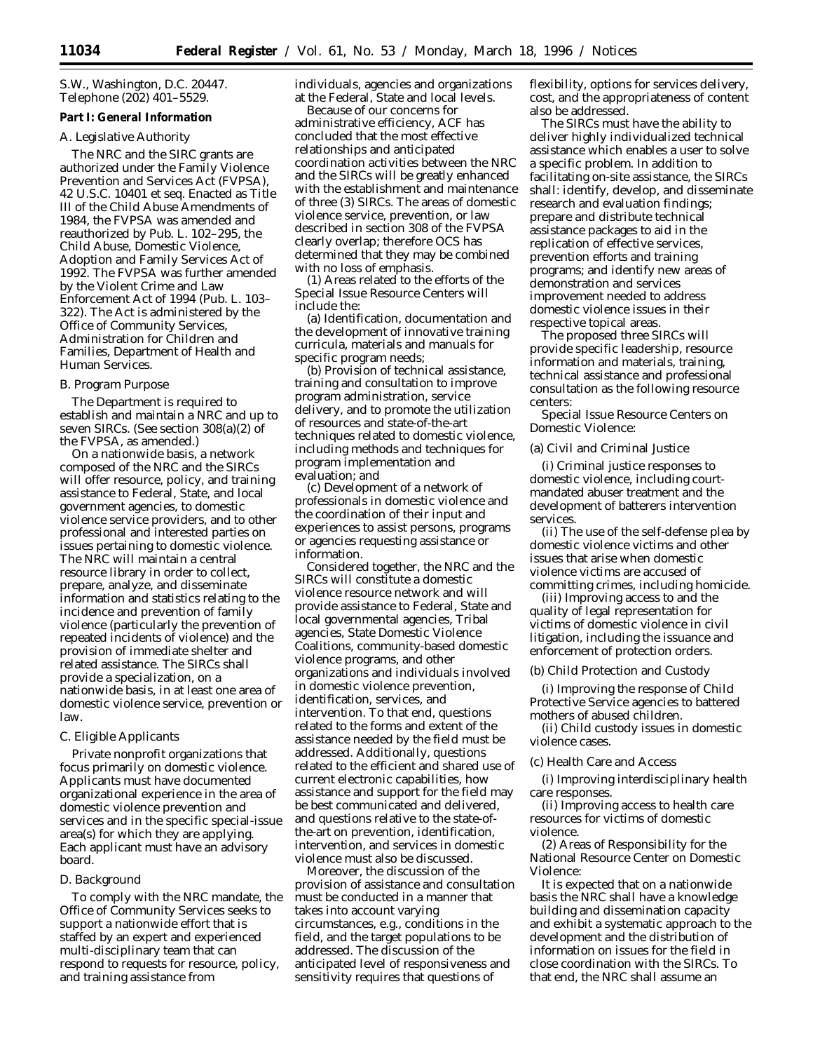S.W., Washington, D.C. 20447. Telephone (202) 401–5529.

**Part I: General Information**

*A. Legislative Authority*

The NRC and the SIRC grants are authorized under the Family Violence Prevention and Services Act (FVPSA), 42 U.S.C. 10401 et seq. Enacted as Title III of the Child Abuse Amendments of 1984, the FVPSA was amended and reauthorized by Pub. L. 102–295, the Child Abuse, Domestic Violence, Adoption and Family Services Act of 1992. The FVPSA was further amended by the Violent Crime and Law Enforcement Act of 1994 (Pub. L. 103–322). The Act is administered by the Office of Community Services, Administration for Children and Families, Department of Health and Human Services.

*B. Program Purpose*

The Department is required to establish and maintain a NRC and up to seven SIRCs. (See section 308(a)(2) of the FVPSA, as amended.)

On a nationwide basis, a network composed of the NRC and the SIRCs will offer resource, policy, and training assistance to Federal, State, and local government agencies, to domestic violence service providers, and to other professional and interested parties on issues pertaining to domestic violence. The NRC will maintain a central resource library in order to collect, prepare, analyze, and disseminate information and statistics relating to the incidence and prevention of family violence (particularly the prevention of repeated incidents of violence) and the provision of immediate shelter and related assistance. The SIRCs shall provide a specialization, on a nationwide basis, in at least one area of domestic violence service, prevention or law.

*C. Eligible Applicants*

Private nonprofit organizations that focus primarily on domestic violence. Applicants must have documented organizational experience in the area of domestic violence prevention and services and in the specific special-issue area(s) for which they are applying. Each applicant must have an advisory board.

*D. Background*

To comply with the NRC mandate, the Office of Community Services seeks to support a nationwide effort that is staffed by an expert and experienced multi-disciplinary team that can respond to requests for resource, policy, and training assistance from individuals, agencies and organizations at the Federal, State and local levels.

Because of our concerns for administrative efficiency, ACF has concluded that the most effective relationships and anticipated coordination activities between the NRC and the SIRCs will be greatly enhanced with the establishment and maintenance of three (3) SIRCs. The areas of domestic violence service, prevention, or law described in section 308 of the FVPSA clearly overlap; therefore OCS has determined that they may be combined with no loss of emphasis.

(1) Areas related to the efforts of the Special Issue Resource Centers will include the:

(a) Identification, documentation and the development of innovative training curricula, materials and manuals for specific program needs;

(b) Provision of technical assistance, training and consultation to improve program administration, service delivery, and to promote the utilization of resources and state-of-the-art techniques related to domestic violence, including methods and techniques for program implementation and evaluation; and

(c) Development of a network of professionals in domestic violence and the coordination of their input and experiences to assist persons, programs or agencies requesting assistance or information.

Considered together, the NRC and the SIRCs will constitute a domestic violence resource network and will provide assistance to Federal, State and local governmental agencies, Tribal agencies, State Domestic Violence Coalitions, community-based domestic violence programs, and other organizations and individuals involved in domestic violence prevention, identification, services, and intervention. To that end, questions related to the forms and extent of the assistance needed by the field must be addressed. Additionally, questions related to the efficient and shared use of current electronic capabilities, how assistance and support for the field may be best communicated and delivered, and questions relative to the state-of-the-art on prevention, identification, intervention, and services in domestic violence must also be discussed.

Moreover, the discussion of the provision of assistance and consultation must be conducted in a manner that takes into account varying circumstances, e.g., conditions in the field, and the target populations to be addressed. The discussion of the anticipated level of responsiveness and sensitivity requires that questions of flexibility, options for services delivery, cost, and the appropriateness of content also be addressed.

The SIRCs must have the ability to deliver highly individualized technical assistance which enables a user to solve a specific problem. In addition to facilitating on-site assistance, the SIRCs shall: identify, develop, and disseminate research and evaluation findings; prepare and distribute technical assistance packages to aid in the replication of effective services, prevention efforts and training programs; and identify new areas of demonstration and services improvement needed to address domestic violence issues in their respective topical areas.

The proposed three SIRCs will provide specific leadership, resource information and materials, training, technical assistance and professional consultation as the following resource centers:

Special Issue Resource Centers on Domestic Violence:

(a) Civil and Criminal Justice

(i) Criminal justice responses to domestic violence, including court-mandated abuser treatment and the development of batterers intervention services.

(ii) The use of the self-defense plea by domestic violence victims and other issues that arise when domestic violence victims are accused of committing crimes, including homicide.

(iii) Improving access to and the quality of legal representation for victims of domestic violence in civil litigation, including the issuance and enforcement of protection orders.

(b) Child Protection and Custody

(i) Improving the response of Child Protective Service agencies to battered mothers of abused children.

(ii) Child custody issues in domestic violence cases.

(c) Health Care and Access

(i) Improving interdisciplinary health care responses.

(ii) Improving access to health care resources for victims of domestic violence.

(2) Areas of Responsibility for the National Resource Center on Domestic Violence:

It is expected that on a nationwide basis the NRC shall have a knowledge building and dissemination capacity and exhibit a systematic approach to the development and the distribution of information on issues for the field in close coordination with the SIRCs. To that end, the NRC shall assume an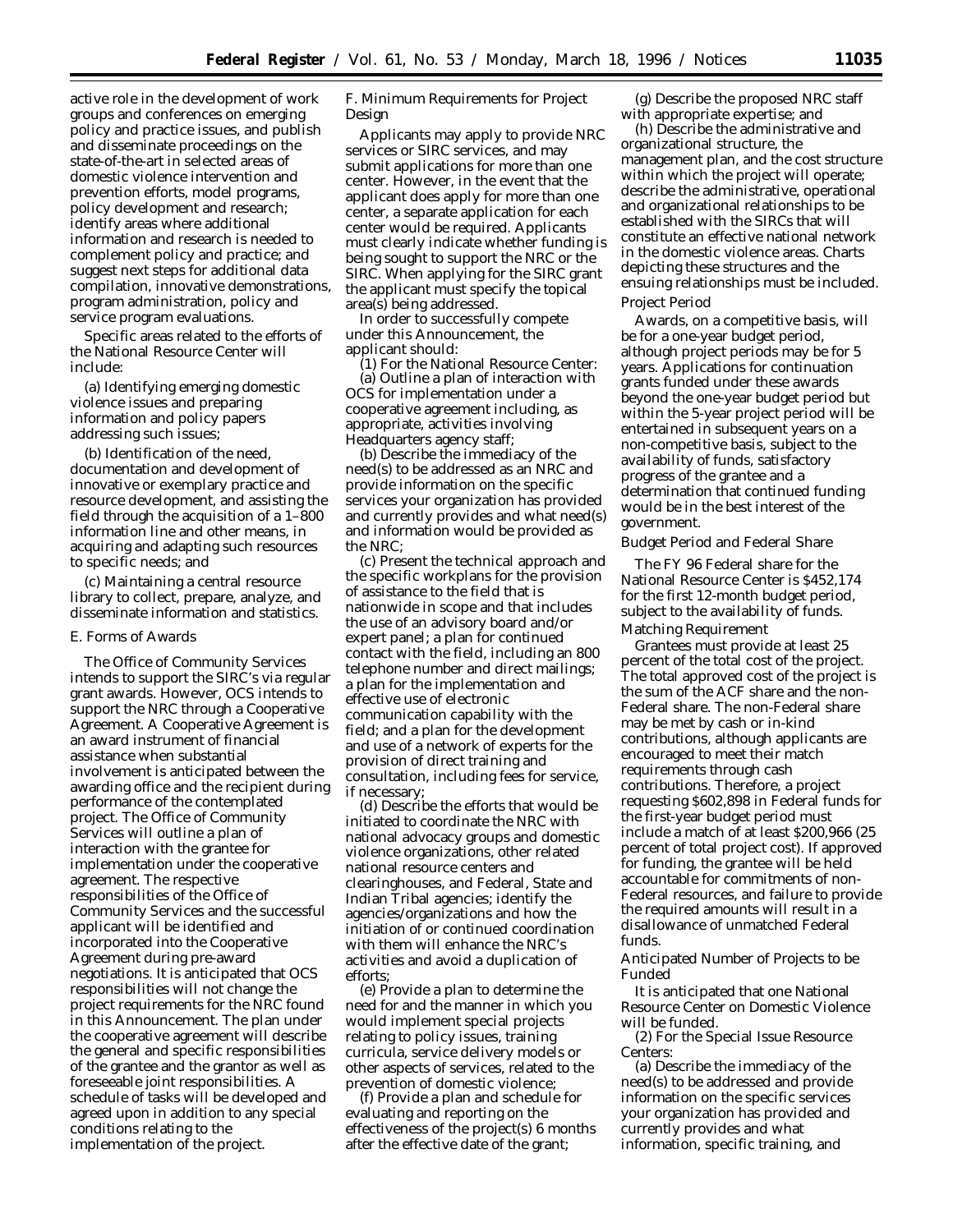active role in the development of work groups and conferences on emerging policy and practice issues, and publish and disseminate proceedings on the state-of-the-art in selected areas of domestic violence intervention and prevention efforts, model programs, policy development and research; identify areas where additional information and research is needed to complement policy and practice; and suggest next steps for additional data compilation, innovative demonstrations, program administration, policy and service program evaluations.

Specific areas related to the efforts of the National Resource Center will include:

(a) Identifying emerging domestic violence issues and preparing information and policy papers addressing such issues;

(b) Identification of the need, documentation and development of innovative or exemplary practice and resource development, and assisting the field through the acquisition of a 1–800 information line and other means, in acquiring and adapting such resources to specific needs; and

(c) Maintaining a central resource library to collect, prepare, analyze, and disseminate information and statistics.

## E. Forms of Awards

The Office of Community Services intends to support the SIRC's via regular grant awards. However, OCS intends to support the NRC through a Cooperative Agreement. A Cooperative Agreement is an award instrument of financial assistance when substantial involvement is anticipated between the awarding office and the recipient during performance of the contemplated project. The Office of Community Services will outline a plan of interaction with the grantee for implementation under the cooperative agreement. The respective responsibilities of the Office of Community Services and the successful applicant will be identified and incorporated into the Cooperative Agreement during pre-award negotiations. It is anticipated that OCS responsibilities will not change the project requirements for the NRC found in this Announcement. The plan under the cooperative agreement will describe the general and specific responsibilities of the grantee and the grantor as well as foreseeable joint responsibilities. A schedule of tasks will be developed and agreed upon in addition to any special conditions relating to the implementation of the project.

## F. Minimum Requirements for Project Design

Applicants may apply to provide NRC services or SIRC services, and may submit applications for more than one center. However, in the event that the applicant does apply for more than one center, a separate application for each center would be required. Applicants must clearly indicate whether funding is being sought to support the NRC or the SIRC. When applying for the SIRC grant the applicant must specify the topical area(s) being addressed.

In order to successfully compete under this Announcement, the applicant should:

(1) For the National Resource Center:

(a) Outline a plan of interaction with OCS for implementation under a cooperative agreement including, as appropriate, activities involving Headquarters agency staff;

(b) Describe the immediacy of the need(s) to be addressed as an NRC and provide information on the specific services your organization has provided and currently provides and what need(s) and information would be provided as the NRC;

(c) Present the technical approach and the specific workplans for the provision of assistance to the field that is nationwide in scope and that includes the use of an advisory board and/or expert panel; a plan for continued contact with the field, including an 800 telephone number and direct mailings; a plan for the implementation and effective use of electronic communication capability with the field; and a plan for the development and use of a network of experts for the provision of direct training and consultation, including fees for service, if necessary;

(d) Describe the efforts that would be initiated to coordinate the NRC with national advocacy groups and domestic violence organizations, other related national resource centers and clearinghouses, and Federal, State and Indian Tribal agencies; identify the agencies/organizations and how the initiation of or continued coordination with them will enhance the NRC's activities and avoid a duplication of efforts;

(e) Provide a plan to determine the need for and the manner in which you would implement special projects relating to policy issues, training curricula, service delivery models or other aspects of services, related to the prevention of domestic violence;

(f) Provide a plan and schedule for evaluating and reporting on the effectiveness of the project(s) 6 months after the effective date of the grant;

(g) Describe the proposed NRC staff with appropriate expertise; and

(h) Describe the administrative and organizational structure, the management plan, and the cost structure within which the project will operate; describe the administrative, operational and organizational relationships to be established with the SIRCs that will constitute an effective national network in the domestic violence areas. Charts depicting these structures and the ensuing relationships must be included.

*Project Period*

Awards, on a competitive basis, will be for a one-year budget period, although project periods may be for 5 years. Applications for continuation grants funded under these awards beyond the one-year budget period but within the 5-year project period will be entertained in subsequent years on a non-competitive basis, subject to the availability of funds, satisfactory progress of the grantee and a determination that continued funding would be in the best interest of the government.

*Budget Period and Federal Share*

The FY 96 Federal share for the National Resource Center is $452,174 for the first 12-month budget period, subject to the availability of funds.

*Matching Requirement*

Grantees must provide at least 25 percent of the total cost of the project. The total approved cost of the project is the sum of the ACF share and the non-Federal share. The non-Federal share may be met by cash or in-kind contributions, although applicants are encouraged to meet their match requirements through cash contributions. Therefore, a project requesting $602,898 in Federal funds for the first-year budget period must include a match of at least $200,966 (25 percent of total project cost). If approved for funding, the grantee will be held accountable for commitments of non-Federal resources, and failure to provide the required amounts will result in a disallowance of unmatched Federal funds.

*Anticipated Number of Projects to be Funded*

It is anticipated that one National Resource Center on Domestic Violence will be funded.

(2) For the Special Issue Resource Centers:

(a) Describe the immediacy of the need(s) to be addressed and provide information on the specific services your organization has provided and currently provides and what information, specific training, and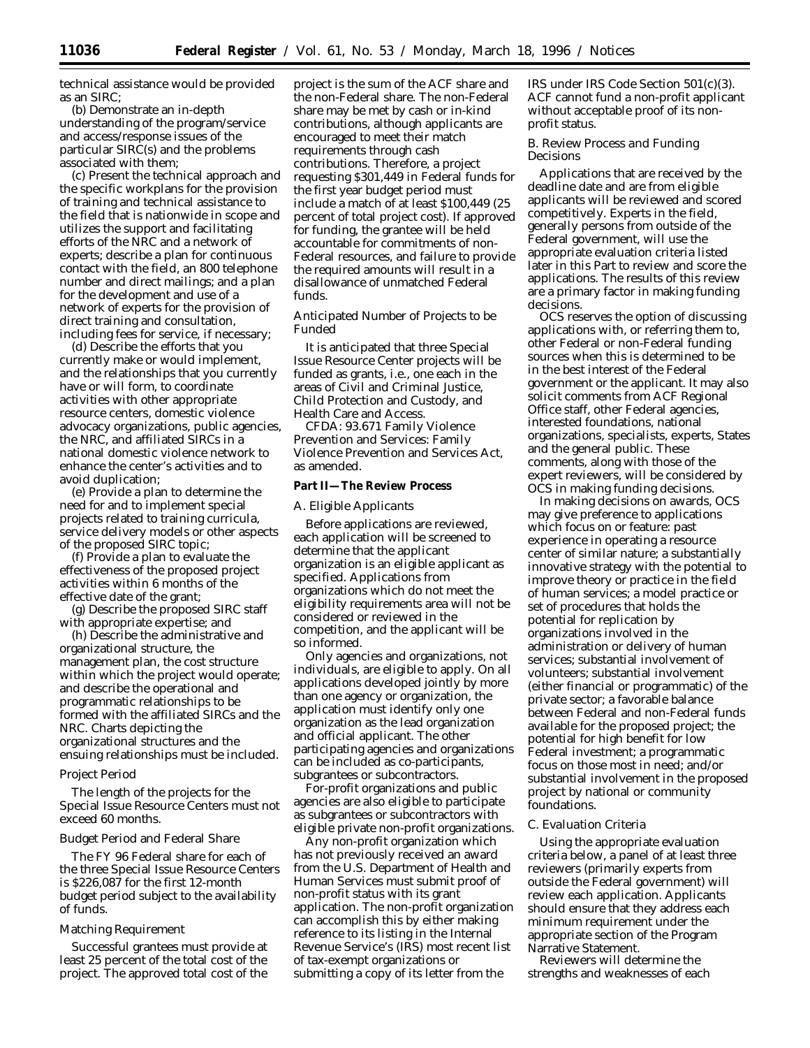technical assistance would be provided as an SIRC;

(b) Demonstrate an in-depth understanding of the program/service and access/response issues of the particular SIRC(s) and the problems associated with them;

(c) Present the technical approach and the specific workplans for the provision of training and technical assistance to the field that is nationwide in scope and utilizes the support and facilitating efforts of the NRC and a network of experts; describe a plan for continuous contact with the field, an 800 telephone number and direct mailings; and a plan for the development and use of a network of experts for the provision of direct training and consultation, including fees for service, if necessary;

(d) Describe the efforts that you currently make or would implement, and the relationships that you currently have or will form, to coordinate activities with other appropriate resource centers, domestic violence advocacy organizations, public agencies, the NRC, and affiliated SIRCs in a national domestic violence network to enhance the center's activities and to avoid duplication;

(e) Provide a plan to determine the need for and to implement special projects related to training curricula, service delivery models or other aspects of the proposed SIRC topic;

(f) Provide a plan to evaluate the effectiveness of the proposed project activities within 6 months of the effective date of the grant;

(g) Describe the proposed SIRC staff with appropriate expertise; and

(h) Describe the administrative and organizational structure, the management plan, the cost structure within which the project would operate; and describe the operational and programmatic relationships to be formed with the affiliated SIRCs and the NRC. Charts depicting the organizational structures and the ensuing relationships must be included.

*Project Period*

The length of the projects for the Special Issue Resource Centers must not exceed 60 months.

*Budget Period and Federal Share*

The FY 96 Federal share for each of the three Special Issue Resource Centers is $226,087 for the first 12-month budget period subject to the availability of funds.

*Matching Requirement*

Successful grantees must provide at least 25 percent of the total cost of the project. The approved total cost of the project is the sum of the ACF share and the non-Federal share. The non-Federal share may be met by cash or in-kind contributions, although applicants are encouraged to meet their match requirements through cash contributions. Therefore, a project requesting $301,449 in Federal funds for the first year budget period must include a match of at least $100,449 (25 percent of total project cost). If approved for funding, the grantee will be held accountable for commitments of non-Federal resources, and failure to provide the required amounts will result in a disallowance of unmatched Federal funds.

*Anticipated Number of Projects to be Funded*

It is anticipated that three Special Issue Resource Center projects will be funded as grants, i.e., one each in the areas of Civil and Criminal Justice, Child Protection and Custody, and Health Care and Access.

CFDA: 93.671 Family Violence Prevention and Services: Family Violence Prevention and Services Act, as amended.

**Part II—The Review Process**

*A. Eligible Applicants*

Before applications are reviewed, each application will be screened to determine that the applicant organization is an eligible applicant as specified. Applications from organizations which do not meet the eligibility requirements area will not be considered or reviewed in the competition, and the applicant will be so informed.

Only agencies and organizations, not individuals, are eligible to apply. On all applications developed jointly by more than one agency or organization, the application must identify only one organization as the lead organization and official applicant. The other participating agencies and organizations can be included as co-participants, subgrantees or subcontractors.

For-profit organizations and public agencies are also eligible to participate as subgrantees or subcontractors with eligible private non-profit organizations.

Any non-profit organization which has not previously received an award from the U.S. Department of Health and Human Services must submit proof of non-profit status with its grant application. The non-profit organization can accomplish this by either making reference to its listing in the Internal Revenue Service's (IRS) most recent list of tax-exempt organizations or submitting a copy of its letter from the IRS under IRS Code Section 501(c)(3). ACF cannot fund a non-profit applicant without acceptable proof of its non-profit status.

*B. Review Process and Funding Decisions*

Applications that are received by the deadline date and are from eligible applicants will be reviewed and scored competitively. Experts in the field, generally persons from outside of the Federal government, will use the appropriate evaluation criteria listed later in this Part to review and score the applications. The results of this review are a primary factor in making funding decisions.

OCS reserves the option of discussing applications with, or referring them to, other Federal or non-Federal funding sources when this is determined to be in the best interest of the Federal government or the applicant. It may also solicit comments from ACF Regional Office staff, other Federal agencies, interested foundations, national organizations, specialists, experts, States and the general public. These comments, along with those of the expert reviewers, will be considered by OCS in making funding decisions.

In making decisions on awards, OCS may give preference to applications which focus on or feature: past experience in operating a resource center of similar nature; a substantially innovative strategy with the potential to improve theory or practice in the field of human services; a model practice or set of procedures that holds the potential for replication by organizations involved in the administration or delivery of human services; substantial involvement of volunteers; substantial involvement (either financial or programmatic) of the private sector; a favorable balance between Federal and non-Federal funds available for the proposed project; the potential for high benefit for low Federal investment; a programmatic focus on those most in need; and/or substantial involvement in the proposed project by national or community foundations.

*C. Evaluation Criteria*

Using the appropriate evaluation criteria below, a panel of at least three reviewers (primarily experts from outside the Federal government) will review each application. Applicants should ensure that they address each minimum requirement under the appropriate section of the Program Narrative Statement.

Reviewers will determine the strengths and weaknesses of each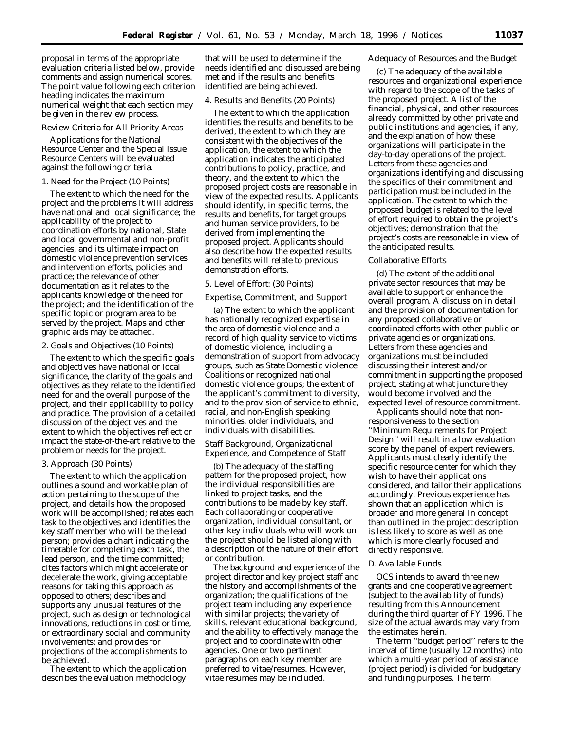proposal in terms of the appropriate evaluation criteria listed below, provide comments and assign numerical scores. The point value following each criterion heading indicates the maximum numerical weight that each section may be given in the review process.

*Review Criteria for All Priority Areas*

Applications for the National Resource Center and the Special Issue Resource Centers will be evaluated against the following criteria.

*1. Need for the Project (10 Points)*

The extent to which the need for the project and the problems it will address have national and local significance; the applicability of the project to coordination efforts by national, State and local governmental and non-profit agencies, and its ultimate impact on domestic violence prevention services and intervention efforts, policies and practice; the relevance of other documentation as it relates to the applicants knowledge of the need for the project; and the identification of the specific topic or program area to be served by the project. Maps and other graphic aids may be attached.

*2. Goals and Objectives (10 Points)*

The extent to which the specific goals and objectives have national or local significance, the clarity of the goals and objectives as they relate to the identified need for and the overall purpose of the project, and their applicability to policy and practice. The provision of a detailed discussion of the objectives and the extent to which the objectives reflect or impact the state-of-the-art relative to the problem or needs for the project.

*3. Approach (30 Points)*

The extent to which the application outlines a sound and workable plan of action pertaining to the scope of the project, and details how the proposed work will be accomplished; relates each task to the objectives and identifies the key staff member who will be the lead person; provides a chart indicating the timetable for completing each task, the lead person, and the time committed; cites factors which might accelerate or decelerate the work, giving acceptable reasons for taking this approach as opposed to others; describes and supports any unusual features of the project, such as design or technological innovations, reductions in cost or time, or extraordinary social and community involvements; and provides for projections of the accomplishments to be achieved.

The extent to which the application describes the evaluation methodology that will be used to determine if the needs identified and discussed are being met and if the results and benefits identified are being achieved.

*4. Results and Benefits (20 Points)*

The extent to which the application identifies the results and benefits to be derived, the extent to which they are consistent with the objectives of the application, the extent to which the application indicates the anticipated contributions to policy, practice, and theory, and the extent to which the proposed project costs are reasonable in view of the expected results. Applicants should identify, in specific terms, the results and benefits, for target groups and human service providers, to be derived from implementing the proposed project. Applicants should also describe how the expected results and benefits will relate to previous demonstration efforts.

*5. Level of Effort: (30 Points)*

*Expertise, Commitment, and Support*

(a) The extent to which the applicant has nationally recognized expertise in the area of domestic violence and a record of high quality service to victims of domestic violence, including a demonstration of support from advocacy groups, such as State Domestic violence Coalitions or recognized national domestic violence groups; the extent of the applicant's commitment to diversity, and to the provision of service to ethnic, racial, and non-English speaking minorities, older individuals, and individuals with disabilities.

*Staff Background, Organizational Experience, and Competence of Staff*

(b) The adequacy of the staffing pattern for the proposed project, how the individual responsibilities are linked to project tasks, and the contributions to be made by key staff. Each collaborating or cooperative organization, individual consultant, or other key individuals who will work on the project should be listed along with a description of the nature of their effort or contribution.

The background and experience of the project director and key project staff and the history and accomplishments of the organization; the qualifications of the project team including any experience with similar projects; the variety of skills, relevant educational background, and the ability to effectively manage the project and to coordinate with other agencies. One or two pertinent paragraphs on each key member are preferred to vitae/resumes. However, vitae resumes may be included.

*Adequacy of Resources and the Budget*

(c) The adequacy of the available resources and organizational experience with regard to the scope of the tasks of the proposed project. A list of the financial, physical, and other resources already committed by other private and public institutions and agencies, if any, and the explanation of how these organizations will participate in the day-to-day operations of the project. Letters from these agencies and organizations identifying and discussing the specifics of their commitment and participation must be included in the application. The extent to which the proposed budget is related to the level of effort required to obtain the project's objectives; demonstration that the project's costs are reasonable in view of the anticipated results.

*Collaborative Efforts*

(d) The extent of the additional private sector resources that may be available to support or enhance the overall program. A discussion in detail and the provision of documentation for any proposed collaborative or coordinated efforts with other public or private agencies or organizations. Letters from these agencies and organizations must be included discussing their interest and/or commitment in supporting the proposed project, stating at what juncture they would become involved and the expected level of resource commitment.

Applicants should note that non-responsiveness to the section ''Minimum Requirements for Project Design'' will result in a low evaluation score by the panel of expert reviewers. Applicants must clearly identify the specific resource center for which they wish to have their applications considered, and tailor their applications accordingly. Previous experience has shown that an application which is broader and more general in concept than outlined in the project description is less likely to score as well as one which is more clearly focused and directly responsive.

*D. Available Funds*

OCS intends to award three new grants and one cooperative agreement (subject to the availability of funds) resulting from this Announcement during the third quarter of FY 1996. The size of the actual awards may vary from the estimates herein.

The term ''budget period'' refers to the interval of time (usually 12 months) into which a multi-year period of assistance (project period) is divided for budgetary and funding purposes. The term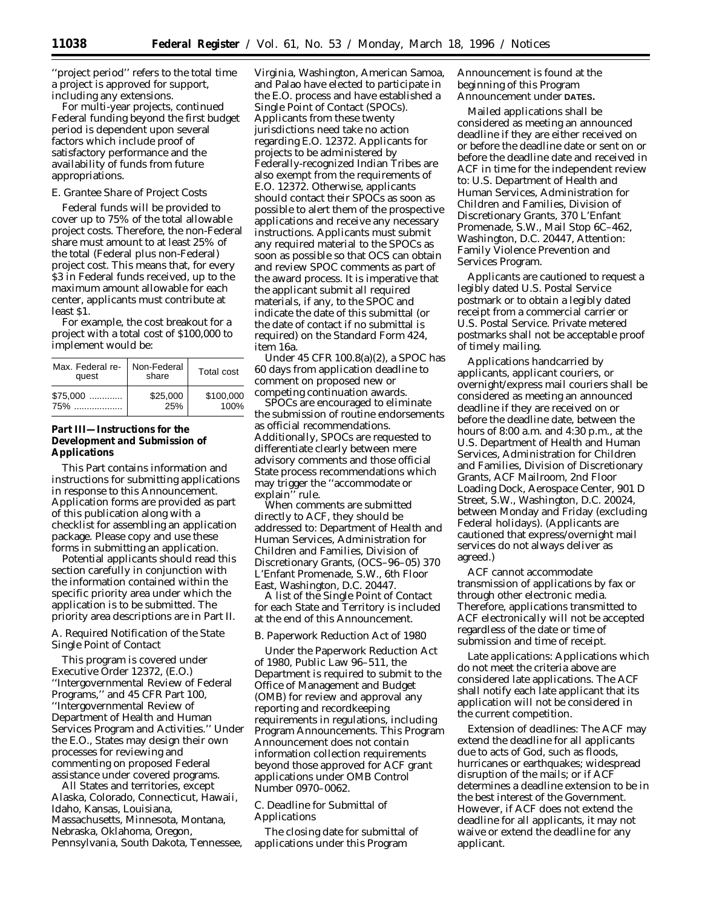''project period'' refers to the total time a project is approved for support, including any extensions.

For multi-year projects, continued Federal funding beyond the first budget period is dependent upon several factors which include proof of satisfactory performance and the availability of funds from future appropriations.

*E. Grantee Share of Project Costs*

Federal funds will be provided to cover up to 75% of the total allowable project costs. Therefore, the non-Federal share must amount to at least 25% of the total (Federal plus non-Federal) project cost. This means that, for every $3 in Federal funds received, up to the maximum amount allowable for each center, applicants must contribute at least $1.

For example, the cost breakout for a project with a total cost of $100,000 to implement would be:

| Max. Federal request | Non-Federal share | Total cost |
|---|---|---|
| $75,000 ............ | $25,000 | $100,000 |
| 75% .................. | 25% | 100% |

**Part III—Instructions for the Development and Submission of Applications**

This Part contains information and instructions for submitting applications in response to this Announcement. Application forms are provided as part of this publication along with a checklist for assembling an application package. Please copy and use these forms in submitting an application.

Potential applicants should read this section carefully in conjunction with the information contained within the specific priority area under which the application is to be submitted. The priority area descriptions are in Part II.

*A. Required Notification of the State Single Point of Contact*

This program is covered under Executive Order 12372, (E.O.) ''Intergovernmental Review of Federal Programs,'' and 45 CFR Part 100, ''Intergovernmental Review of Department of Health and Human Services Program and Activities.'' Under the E.O., States may design their own processes for reviewing and commenting on proposed Federal assistance under covered programs.

All States and territories, except Alaska, Colorado, Connecticut, Hawaii, Idaho, Kansas, Louisiana, Massachusetts, Minnesota, Montana, Nebraska, Oklahoma, Oregon, Pennsylvania, South Dakota, Tennessee, Virginia, Washington, American Samoa, and Palao have elected to participate in the E.O. process and have established a Single Point of Contact (SPOCs). Applicants from these twenty jurisdictions need take no action regarding E.O. 12372. Applicants for projects to be administered by Federally-recognized Indian Tribes are also exempt from the requirements of E.O. 12372. Otherwise, applicants should contact their SPOCs as soon as possible to alert them of the prospective applications and receive any necessary instructions. Applicants must submit any required material to the SPOCs as soon as possible so that OCS can obtain and review SPOC comments as part of the award process. It is imperative that the applicant submit all required materials, if any, to the SPOC and indicate the date of this submittal (or the date of contact if no submittal is required) on the Standard Form 424, item 16a.

Under 45 CFR 100.8(a)(2), a SPOC has 60 days from application deadline to comment on proposed new or competing continuation awards.

SPOCs are encouraged to eliminate the submission of routine endorsements as official recommendations. Additionally, SPOCs are requested to differentiate clearly between mere advisory comments and those official State process recommendations which may trigger the ''accommodate or explain'' rule.

When comments are submitted directly to ACF, they should be addressed to: Department of Health and Human Services, Administration for Children and Families, Division of Discretionary Grants, (OCS–96–05) 370 L'Enfant Promenade, S.W., 6th Floor East, Washington, D.C. 20447.

A list of the Single Point of Contact for each State and Territory is included at the end of this Announcement.

*B. Paperwork Reduction Act of 1980*

Under the Paperwork Reduction Act of 1980, Public Law 96–511, the Department is required to submit to the Office of Management and Budget (OMB) for review and approval any reporting and recordkeeping requirements in regulations, including Program Announcements. This Program Announcement does not contain information collection requirements beyond those approved for ACF grant applications under OMB Control Number 0970–0062.

*C. Deadline for Submittal of Applications*

The closing date for submittal of applications under this Program Announcement is found at the beginning of this Program Announcement under **DATES.**

Mailed applications shall be considered as meeting an announced deadline if they are either received on or before the deadline date or sent on or before the deadline date and received in ACF in time for the independent review to: U.S. Department of Health and Human Services, Administration for Children and Families, Division of Discretionary Grants, 370 L'Enfant Promenade, S.W., Mail Stop 6C–462, Washington, D.C. 20447, Attention: Family Violence Prevention and Services Program.

Applicants are cautioned to request a legibly dated U.S. Postal Service postmark or to obtain a legibly dated receipt from a commercial carrier or U.S. Postal Service. Private metered postmarks shall not be acceptable proof of timely mailing.

Applications handcarried by applicants, applicant couriers, or overnight/express mail couriers shall be considered as meeting an announced deadline if they are received on or before the deadline date, between the hours of 8:00 a.m. and 4:30 p.m., at the U.S. Department of Health and Human Services, Administration for Children and Families, Division of Discretionary Grants, ACF Mailroom, 2nd Floor Loading Dock, Aerospace Center, 901 D Street, S.W., Washington, D.C. 20024, between Monday and Friday (excluding Federal holidays). (Applicants are cautioned that express/overnight mail services do not always deliver as agreed.)

ACF cannot accommodate transmission of applications by fax or through other electronic media. Therefore, applications transmitted to ACF electronically will not be accepted regardless of the date or time of submission and time of receipt.

*Late applications:* Applications which do not meet the criteria above are considered late applications. The ACF shall notify each late applicant that its application will not be considered in the current competition.

*Extension of deadlines:* The ACF may extend the deadline for all applicants due to acts of God, such as floods, hurricanes or earthquakes; widespread disruption of the mails; or if ACF determines a deadline extension to be in the best interest of the Government. However, if ACF does not extend the deadline for all applicants, it may not waive or extend the deadline for any applicant.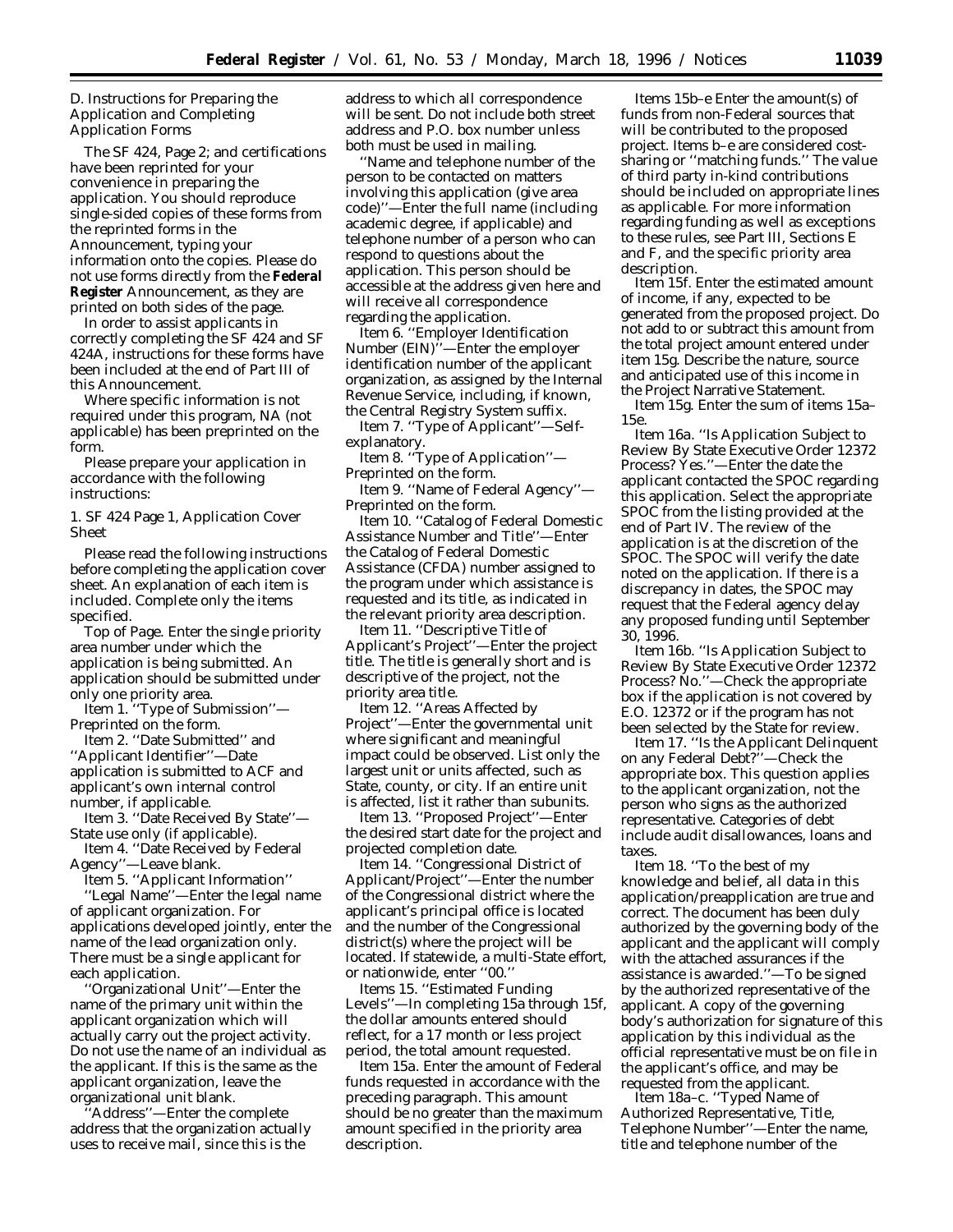D. Instructions for Preparing the Application and Completing Application Forms

The SF 424, Page 2; and certifications have been reprinted for your convenience in preparing the application. You should reproduce single-sided copies of these forms from the reprinted forms in the Announcement, typing your information onto the copies. Please do not use forms directly from the **Federal Register** Announcement, as they are printed on both sides of the page.

In order to assist applicants in correctly completing the SF 424 and SF 424A, instructions for these forms have been included at the end of Part III of this Announcement.

Where specific information is not required under this program, NA (not applicable) has been preprinted on the form.

Please prepare your application in accordance with the following instructions:

1. SF 424 Page 1, Application Cover Sheet

Please read the following instructions before completing the application cover sheet. An explanation of each item is included. Complete only the items specified.

Top of Page. Enter the single priority area number under which the application is being submitted. An application should be submitted under only one priority area.

Item 1. ''Type of Submission''—Preprinted on the form.

Item 2. ''Date Submitted'' and ''Applicant Identifier''—Date application is submitted to ACF and applicant's own internal control number, if applicable.

Item 3. ''Date Received By State''—State use only (if applicable).

Item 4. ''Date Received by Federal Agency''—Leave blank.

Item 5. ''Applicant Information''

''Legal Name''—Enter the legal name of applicant organization. For applications developed jointly, enter the name of the lead organization only. There must be a single applicant for each application.

''Organizational Unit''—Enter the name of the primary unit within the applicant organization which will actually carry out the project activity. Do not use the name of an individual as the applicant. If this is the same as the applicant organization, leave the organizational unit blank.

''Address''—Enter the complete address that the organization actually uses to receive mail, since this is the address to which all correspondence will be sent. Do not include both street address and P.O. box number unless both must be used in mailing.

''Name and telephone number of the person to be contacted on matters involving this application (give area code)''—Enter the full name (including academic degree, if applicable) and telephone number of a person who can respond to questions about the application. This person should be accessible at the address given here and will receive all correspondence regarding the application.

Item 6. ''Employer Identification Number (EIN)''—Enter the employer identification number of the applicant organization, as assigned by the Internal Revenue Service, including, if known, the Central Registry System suffix.

Item 7. ''Type of Applicant''—Self-explanatory.

Item 8. ''Type of Application''—Preprinted on the form.

Item 9. ''Name of Federal Agency''—Preprinted on the form.

Item 10. ''Catalog of Federal Domestic Assistance Number and Title''—Enter the Catalog of Federal Domestic Assistance (CFDA) number assigned to the program under which assistance is requested and its title, as indicated in the relevant priority area description.

Item 11. ''Descriptive Title of Applicant's Project''—Enter the project title. The title is generally short and is descriptive of the project, not the priority area title.

Item 12. ''Areas Affected by Project''—Enter the governmental unit where significant and meaningful impact could be observed. List only the largest unit or units affected, such as State, county, or city. If an entire unit is affected, list it rather than subunits.

Item 13. ''Proposed Project''—Enter the desired start date for the project and projected completion date.

Item 14. ''Congressional District of Applicant/Project''—Enter the number of the Congressional district where the applicant's principal office is located and the number of the Congressional district(s) where the project will be located. If statewide, a multi-State effort, or nationwide, enter ''00.''

Items 15. ''Estimated Funding Levels''—In completing 15a through 15f, the dollar amounts entered should reflect, for a 17 month or less project period, the total amount requested.

Item 15a. Enter the amount of Federal funds requested in accordance with the preceding paragraph. This amount should be no greater than the maximum amount specified in the priority area description.

Items 15b–e Enter the amount(s) of funds from non-Federal sources that will be contributed to the proposed project. Items b–e are considered cost-sharing or ''matching funds.'' The value of third party in-kind contributions should be included on appropriate lines as applicable. For more information regarding funding as well as exceptions to these rules, see Part III, Sections E and F, and the specific priority area description.

Item 15f. Enter the estimated amount of income, if any, expected to be generated from the proposed project. Do not add to or subtract this amount from the total project amount entered under item 15g. Describe the nature, source and anticipated use of this income in the Project Narrative Statement.

Item 15g. Enter the sum of items 15a–15e.

Item 16a. ''Is Application Subject to Review By State Executive Order 12372 Process? Yes.''—Enter the date the applicant contacted the SPOC regarding this application. Select the appropriate SPOC from the listing provided at the end of Part IV. The review of the application is at the discretion of the SPOC. The SPOC will verify the date noted on the application. If there is a discrepancy in dates, the SPOC may request that the Federal agency delay any proposed funding until September 30, 1996.

Item 16b. ''Is Application Subject to Review By State Executive Order 12372 Process? No.''—Check the appropriate box if the application is not covered by E.O. 12372 or if the program has not been selected by the State for review.

Item 17. ''Is the Applicant Delinquent on any Federal Debt?''—Check the appropriate box. This question applies to the applicant organization, not the person who signs as the authorized representative. Categories of debt include audit disallowances, loans and taxes.

Item 18. ''To the best of my knowledge and belief, all data in this application/preapplication are true and correct. The document has been duly authorized by the governing body of the applicant and the applicant will comply with the attached assurances if the assistance is awarded.''—To be signed by the authorized representative of the applicant. A copy of the governing body's authorization for signature of this application by this individual as the official representative must be on file in the applicant's office, and may be requested from the applicant.

Item 18a–c. ''Typed Name of Authorized Representative, Title, Telephone Number''—Enter the name, title and telephone number of the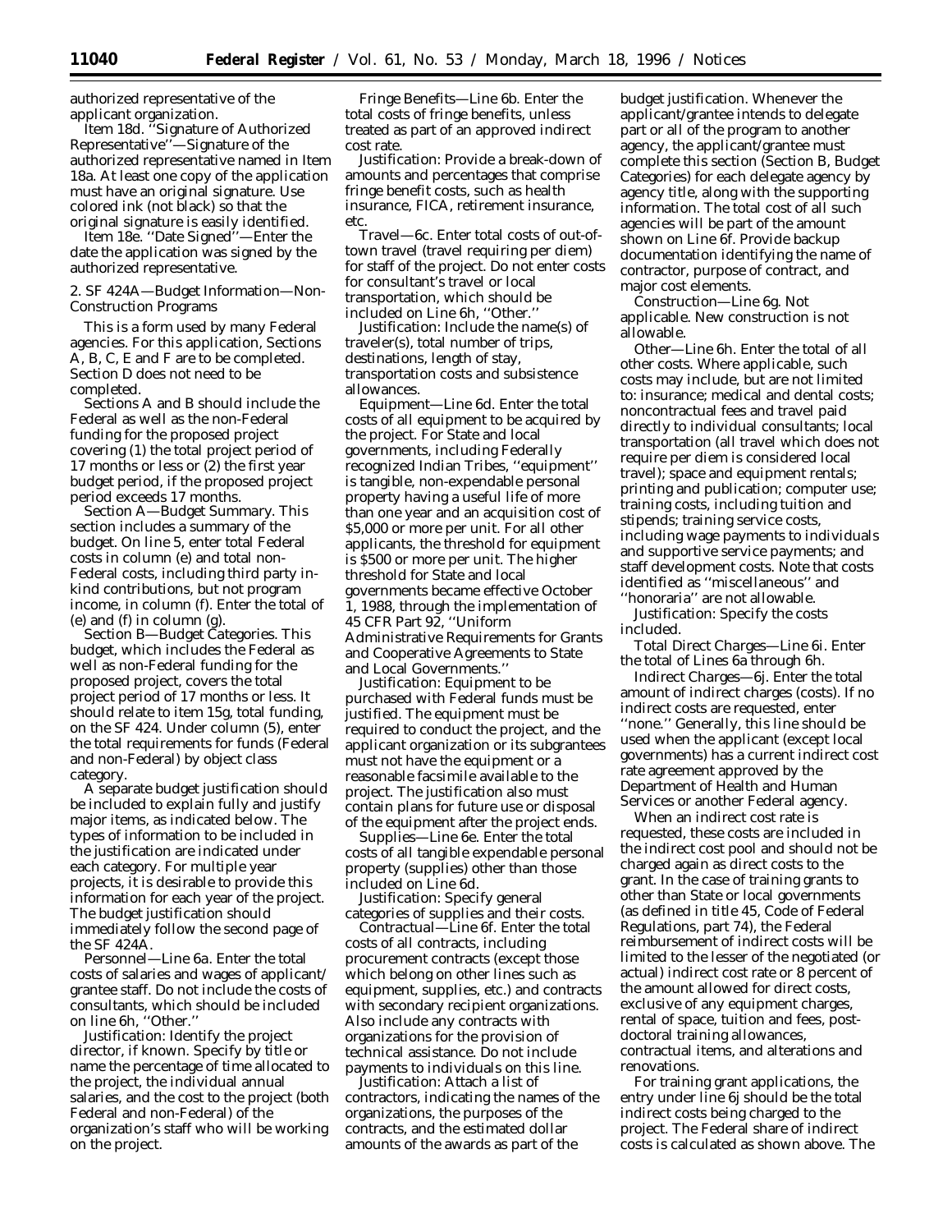authorized representative of the applicant organization.

Item 18d. ''Signature of Authorized Representative''—Signature of the authorized representative named in Item 18a. At least one copy of the application must have an original signature. Use colored ink (not black) so that the original signature is easily identified.

Item 18e. ''Date Signed''—Enter the date the application was signed by the authorized representative.

2. SF 424A—Budget Information—Non-Construction Programs

This is a form used by many Federal agencies. For this application, Sections A, B, C, E and F are to be completed. Section D does not need to be completed.

Sections A and B should include the Federal as well as the non-Federal funding for the proposed project covering (1) the total project period of 17 months or less or (2) the first year budget period, if the proposed project period exceeds 17 months.

*Section A—Budget Summary.* This section includes a summary of the budget. On line 5, enter total Federal costs in column (e) and total non-Federal costs, including third party in-kind contributions, but not program income, in column (f). Enter the total of (e) and (f) in column (g).

*Section B—Budget Categories.* This budget, which includes the Federal as well as non-Federal funding for the proposed project, covers the total project period of 17 months or less. It should relate to item 15g, total funding, on the SF 424. Under column (5), enter the total requirements for funds (Federal and non-Federal) by object class category.

A separate budget justification should be included to explain fully and justify major items, as indicated below. The types of information to be included in the justification are indicated under each category. For multiple year projects, it is desirable to provide this information for each year of the project. The budget justification should immediately follow the second page of the SF 424A.

*Personnel—Line 6a.* Enter the total costs of salaries and wages of applicant/grantee staff. Do not include the costs of consultants, which should be included on line 6h, ''Other.''

*Justification:* Identify the project director, if known. Specify by title or name the percentage of time allocated to the project, the individual annual salaries, and the cost to the project (both Federal and non-Federal) of the organization's staff who will be working on the project.

*Fringe Benefits—Line 6b.* Enter the total costs of fringe benefits, unless treated as part of an approved indirect cost rate.

*Justification:* Provide a break-down of amounts and percentages that comprise fringe benefit costs, such as health insurance, FICA, retirement insurance, etc.

*Travel—6c.* Enter total costs of out-of-town travel (travel requiring per diem) for staff of the project. Do not enter costs for consultant's travel or local transportation, which should be included on Line 6h, ''Other.''

*Justification:* Include the name(s) of traveler(s), total number of trips, destinations, length of stay, transportation costs and subsistence allowances.

*Equipment—Line 6d.* Enter the total costs of all equipment to be acquired by the project. For State and local governments, including Federally recognized Indian Tribes, ''equipment'' is tangible, non-expendable personal property having a useful life of more than one year and an acquisition cost of $5,000 or more per unit. For all other applicants, the threshold for equipment is $500 or more per unit. The higher threshold for State and local governments became effective October 1, 1988, through the implementation of 45 CFR Part 92, ''Uniform Administrative Requirements for Grants and Cooperative Agreements to State and Local Governments.''

*Justification:* Equipment to be purchased with Federal funds must be justified. The equipment must be required to conduct the project, and the applicant organization or its subgrantees must not have the equipment or a reasonable facsimile available to the project. The justification also must contain plans for future use or disposal of the equipment after the project ends.

*Supplies—Line 6e.* Enter the total costs of all tangible expendable personal property (supplies) other than those included on Line 6d.

*Justification:* Specify general categories of supplies and their costs.

*Contractual—Line 6f.* Enter the total costs of all contracts, including procurement contracts (except those which belong on other lines such as equipment, supplies, etc.) and contracts with secondary recipient organizations. Also include any contracts with organizations for the provision of technical assistance. Do not include payments to individuals on this line.

*Justification:* Attach a list of contractors, indicating the names of the organizations, the purposes of the contracts, and the estimated dollar amounts of the awards as part of the budget justification. Whenever the applicant/grantee intends to delegate part or all of the program to another agency, the applicant/grantee must complete this section (Section B, Budget Categories) for each delegate agency by agency title, along with the supporting information. The total cost of all such agencies will be part of the amount shown on Line 6f. Provide backup documentation identifying the name of contractor, purpose of contract, and major cost elements.

*Construction—Line 6g.* Not applicable. New construction is not allowable.

*Other—Line 6h.* Enter the total of all other costs. Where applicable, such costs may include, but are not limited to: insurance; medical and dental costs; noncontractual fees and travel paid directly to individual consultants; local transportation (all travel which does not require per diem is considered local travel); space and equipment rentals; printing and publication; computer use; training costs, including tuition and stipends; training service costs, including wage payments to individuals and supportive service payments; and staff development costs. Note that costs identified as ''miscellaneous'' and ''honoraria'' are not allowable.

*Justification:* Specify the costs included.

*Total Direct Charges—Line 6i.* Enter the total of Lines 6a through 6h.

*Indirect Charges—6j.* Enter the total amount of indirect charges (costs). If no indirect costs are requested, enter ''none.'' Generally, this line should be used when the applicant (except local governments) has a current indirect cost rate agreement approved by the Department of Health and Human Services or another Federal agency.

When an indirect cost rate is requested, these costs are included in the indirect cost pool and should not be charged again as direct costs to the grant. In the case of training grants to other than State or local governments (as defined in title 45, Code of Federal Regulations, part 74), the Federal reimbursement of indirect costs will be limited to the lesser of the negotiated (or actual) indirect cost rate or 8 percent of the amount allowed for direct costs, exclusive of any equipment charges, rental of space, tuition and fees, post-doctoral training allowances, contractual items, and alterations and renovations.

For training grant applications, the entry under line 6j should be the total indirect costs being charged to the project. The Federal share of indirect costs is calculated as shown above. The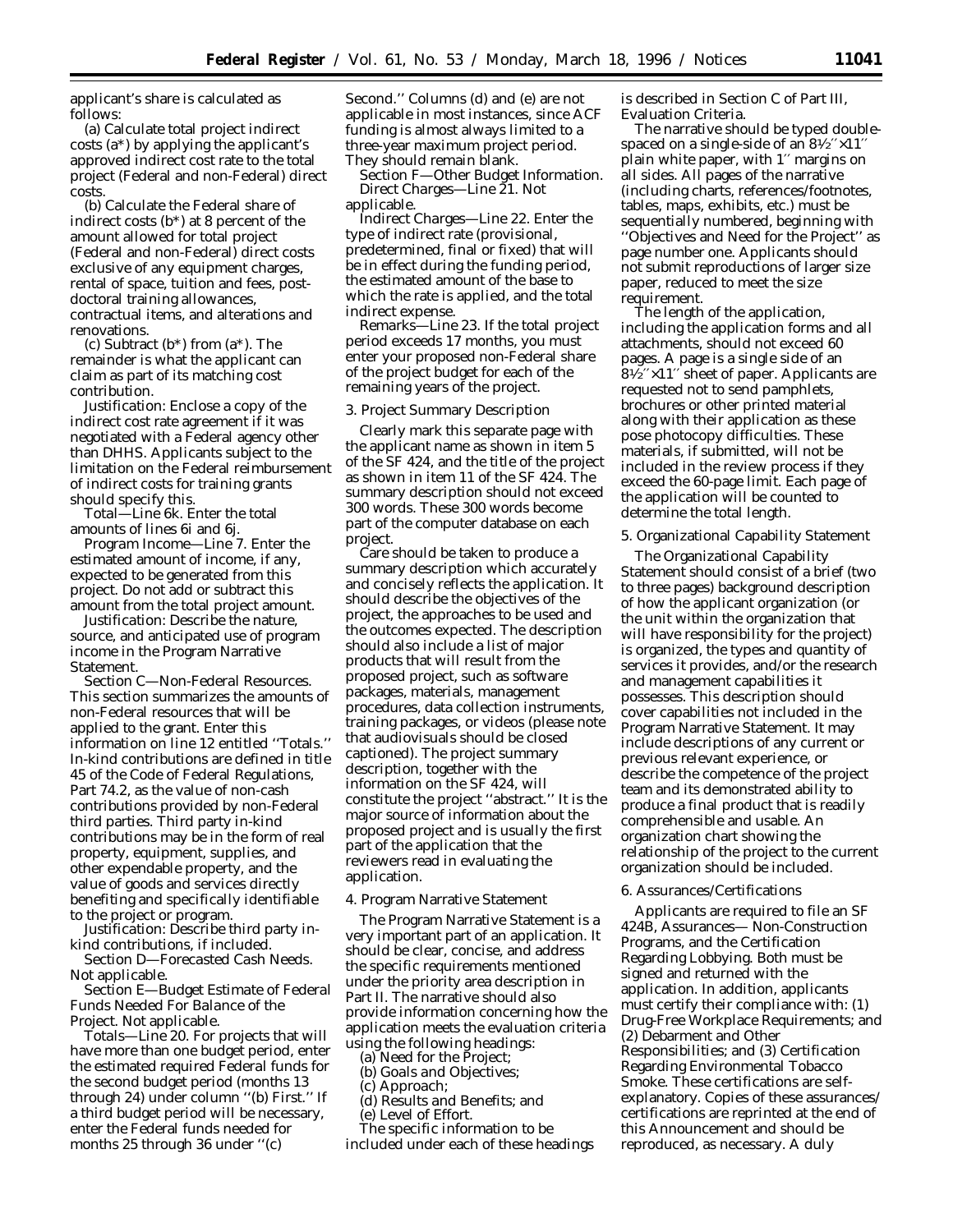applicant's share is calculated as follows:

(a) Calculate total project indirect costs (a*) by applying the applicant's approved indirect cost rate to the total project (Federal and non-Federal) direct costs.

(b) Calculate the Federal share of indirect costs (b*) at 8 percent of the amount allowed for total project (Federal and non-Federal) direct costs exclusive of any equipment charges, rental of space, tuition and fees, post-doctoral training allowances, contractual items, and alterations and renovations.

(c) Subtract (b*) from (a*). The remainder is what the applicant can claim as part of its matching cost contribution.

*Justification:* Enclose a copy of the indirect cost rate agreement if it was negotiated with a Federal agency other than DHHS. Applicants subject to the limitation on the Federal reimbursement of indirect costs for training grants should specify this.

*Total—Line 6k.* Enter the total amounts of lines 6i and 6j.

*Program Income—Line 7.* Enter the estimated amount of income, if any, expected to be generated from this project. Do not add or subtract this amount from the total project amount.

*Justification:* Describe the nature, source, and anticipated use of program income in the Program Narrative Statement.

*Section C—Non-Federal Resources.* This section summarizes the amounts of non-Federal resources that will be applied to the grant. Enter this information on line 12 entitled ''Totals.'' In-kind contributions are defined in title 45 of the Code of Federal Regulations, Part 74.2, as the value of non-cash contributions provided by non-Federal third parties. Third party in-kind contributions may be in the form of real property, equipment, supplies, and other expendable property, and the value of goods and services directly benefiting and specifically identifiable to the project or program.

*Justification:* Describe third party in-kind contributions, if included.

*Section D—Forecasted Cash Needs.* Not applicable.

*Section E—Budget Estimate of Federal Funds Needed For Balance of the Project.* Not applicable.

*Totals—Line 20.* For projects that will have more than one budget period, enter the estimated required Federal funds for the second budget period (months 13 through 24) under column ''(b) First.'' If a third budget period will be necessary, enter the Federal funds needed for months 25 through 36 under ''(c) Second.'' Columns (d) and (e) are not applicable in most instances, since ACF funding is almost always limited to a three-year maximum project period. They should remain blank.

*Section F—Other Budget Information.*

*Direct Charges—Line 21.* Not applicable.

*Indirect Charges—Line 22.* Enter the type of indirect rate (provisional, predetermined, final or fixed) that will be in effect during the funding period, the estimated amount of the base to which the rate is applied, and the total indirect expense.

*Remarks—Line 23.* If the total project period exceeds 17 months, you must enter your proposed non-Federal share of the project budget for each of the remaining years of the project.

*3. Project Summary Description*

Clearly mark this separate page with the applicant name as shown in item 5 of the SF 424, and the title of the project as shown in item 11 of the SF 424. The summary description should not exceed 300 words. These 300 words become part of the computer database on each project.

Care should be taken to produce a summary description which accurately and concisely reflects the application. It should describe the objectives of the project, the approaches to be used and the outcomes expected. The description should also include a list of major products that will result from the proposed project, such as software packages, materials, management procedures, data collection instruments, training packages, or videos (please note that audiovisuals should be closed captioned). The project summary description, together with the information on the SF 424, will constitute the project ''abstract.'' It is the major source of information about the proposed project and is usually the first part of the application that the reviewers read in evaluating the application.

*4. Program Narrative Statement*

The Program Narrative Statement is a very important part of an application. It should be clear, concise, and address the specific requirements mentioned under the priority area description in Part II. The narrative should also provide information concerning how the application meets the evaluation criteria using the following headings:

(a) Need for the Project;
(b) Goals and Objectives;
(c) Approach;
(d) Results and Benefits; and
(e) Level of Effort.

The specific information to be included under each of these headings is described in Section C of Part III, Evaluation Criteria.

The narrative should be typed double-spaced on a single-side of an 8½''×11'' plain white paper, with 1'' margins on all sides. All pages of the narrative (including charts, references/footnotes, tables, maps, exhibits, etc.) must be sequentially numbered, beginning with ''Objectives and Need for the Project'' as page number one. Applicants should not submit reproductions of larger size paper, reduced to meet the size requirement.

The length of the application, including the application forms and all attachments, should not exceed 60 pages. A page is a single side of an 8½''×11'' sheet of paper. Applicants are requested not to send pamphlets, brochures or other printed material along with their application as these pose photocopy difficulties. These materials, if submitted, will not be included in the review process if they exceed the 60-page limit. Each page of the application will be counted to determine the total length.

*5. Organizational Capability Statement*

The Organizational Capability Statement should consist of a brief (two to three pages) background description of how the applicant organization (or the unit within the organization that will have responsibility for the project) is organized, the types and quantity of services it provides, and/or the research and management capabilities it possesses. This description should cover capabilities not included in the Program Narrative Statement. It may include descriptions of any current or previous relevant experience, or describe the competence of the project team and its demonstrated ability to produce a final product that is readily comprehensible and usable. An organization chart showing the relationship of the project to the current organization should be included.

*6. Assurances/Certifications*

Applicants are required to file an SF 424B, Assurances— Non-Construction Programs, and the Certification Regarding Lobbying. Both must be signed and returned with the application. In addition, applicants must certify their compliance with: (1) Drug-Free Workplace Requirements; and (2) Debarment and Other Responsibilities; and (3) Certification Regarding Environmental Tobacco Smoke. These certifications are self-explanatory. Copies of these assurances/certifications are reprinted at the end of this Announcement and should be reproduced, as necessary. A duly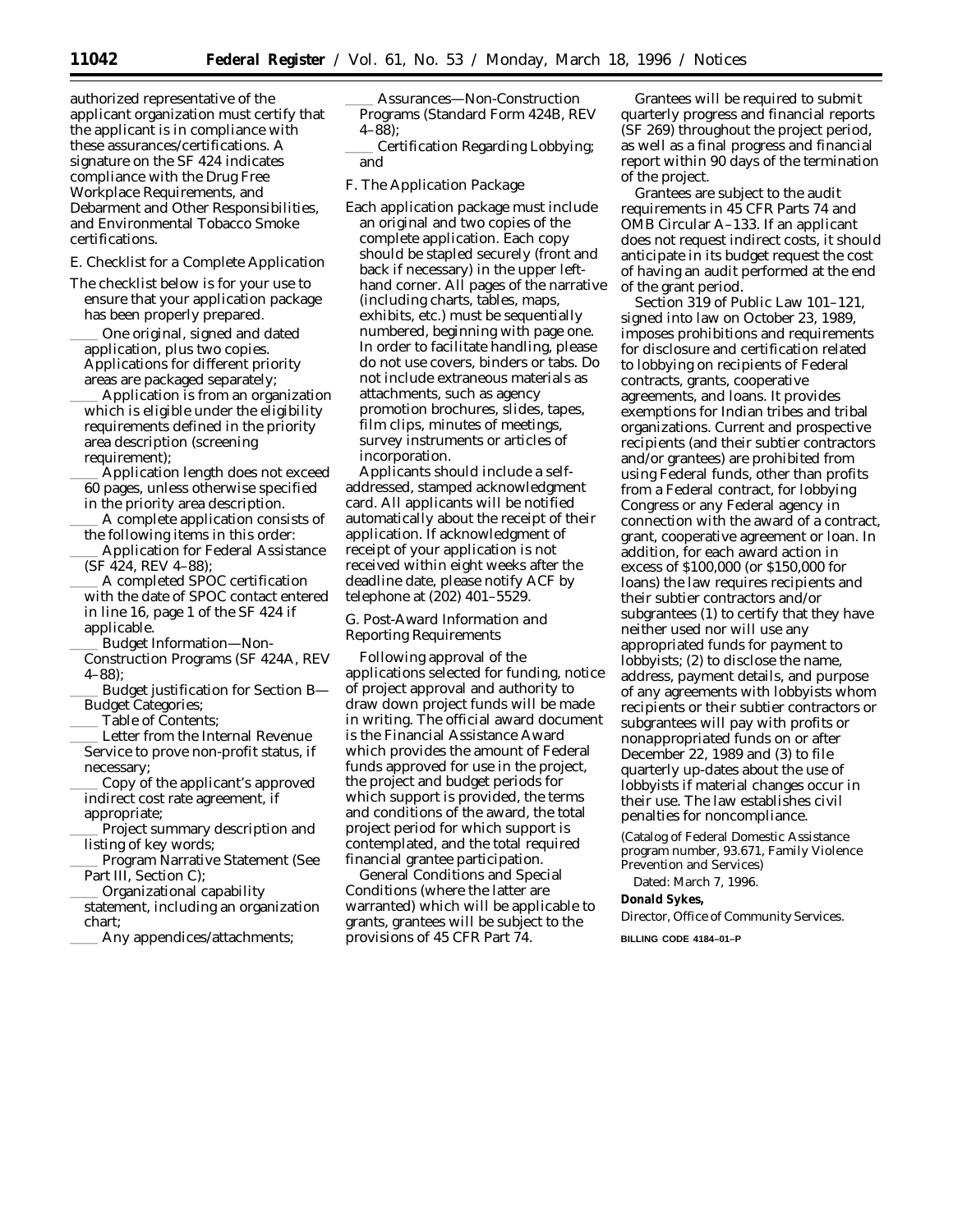authorized representative of the applicant organization must certify that the applicant is in compliance with these assurances/certifications. A signature on the SF 424 indicates compliance with the Drug Free Workplace Requirements, and Debarment and Other Responsibilities, and Environmental Tobacco Smoke certifications.

E. Checklist for a Complete Application

The checklist below is for your use to ensure that your application package has been properly prepared.

____ One original, signed and dated application, plus two copies. Applications for different priority areas are packaged separately;

____ Application is from an organization which is eligible under the eligibility requirements defined in the priority area description (screening requirement);

____ Application length does not exceed 60 pages, unless otherwise specified in the priority area description.

____ A complete application consists of the following items in this order:

____ Application for Federal Assistance (SF 424, REV 4–88);

____ A completed SPOC certification with the date of SPOC contact entered in line 16, page 1 of the SF 424 if applicable.

____ Budget Information—Non-Construction Programs (SF 424A, REV 4–88);

____ Budget justification for Section B—Budget Categories;

____ Table of Contents;

____ Letter from the Internal Revenue Service to prove non-profit status, if necessary;

____ Copy of the applicant's approved indirect cost rate agreement, if appropriate;

____ Project summary description and listing of key words;

____ Program Narrative Statement (See Part III, Section C);

____ Organizational capability statement, including an organization chart;

____ Any appendices/attachments;

____ Assurances—Non-Construction Programs (Standard Form 424B, REV 4–88);

____ Certification Regarding Lobbying; and

F. The Application Package

Each application package must include an original and two copies of the complete application. Each copy should be stapled securely (front and back if necessary) in the upper left-hand corner. All pages of the narrative (including charts, tables, maps, exhibits, etc.) must be sequentially numbered, beginning with page one. In order to facilitate handling, please do not use covers, binders or tabs. Do not include extraneous materials as attachments, such as agency promotion brochures, slides, tapes, film clips, minutes of meetings, survey instruments or articles of incorporation.

Applicants should include a self-addressed, stamped acknowledgment card. All applicants will be notified automatically about the receipt of their application. If acknowledgment of receipt of your application is not received within eight weeks after the deadline date, please notify ACF by telephone at (202) 401–5529.

G. Post-Award Information and Reporting Requirements

Following approval of the applications selected for funding, notice of project approval and authority to draw down project funds will be made in writing. The official award document is the Financial Assistance Award which provides the amount of Federal funds approved for use in the project, the project and budget periods for which support is provided, the terms and conditions of the award, the total project period for which support is contemplated, and the total required financial grantee participation.

General Conditions and Special Conditions (where the latter are warranted) which will be applicable to grants, grantees will be subject to the provisions of 45 CFR Part 74.

Grantees will be required to submit quarterly progress and financial reports (SF 269) throughout the project period, as well as a final progress and financial report within 90 days of the termination of the project.

Grantees are subject to the audit requirements in 45 CFR Parts 74 and OMB Circular A–133. If an applicant does not request indirect costs, it should anticipate in its budget request the cost of having an audit performed at the end of the grant period.

Section 319 of Public Law 101–121, signed into law on October 23, 1989, imposes prohibitions and requirements for disclosure and certification related to lobbying on recipients of Federal contracts, grants, cooperative agreements, and loans. It provides exemptions for Indian tribes and tribal organizations. Current and prospective recipients (and their subtier contractors and/or grantees) are prohibited from using Federal funds, other than profits from a Federal contract, for lobbying Congress or any Federal agency in connection with the award of a contract, grant, cooperative agreement or loan. In addition, for each award action in excess of $100,000 (or $150,000 for loans) the law requires recipients and their subtier contractors and/or subgrantees (1) to certify that they have neither used nor will use any appropriated funds for payment to lobbyists; (2) to disclose the name, address, payment details, and purpose of any agreements with lobbyists whom recipients or their subtier contractors or subgrantees will pay with profits or nonappropriated funds on or after December 22, 1989 and (3) to file quarterly up-dates about the use of lobbyists if material changes occur in their use. The law establishes civil penalties for noncompliance.

(Catalog of Federal Domestic Assistance program number, 93.671, Family Violence Prevention and Services)

Dated: March 7, 1996.

**Donald Sykes,**

*Director, Office of Community Services.*

BILLING CODE 4184–01–P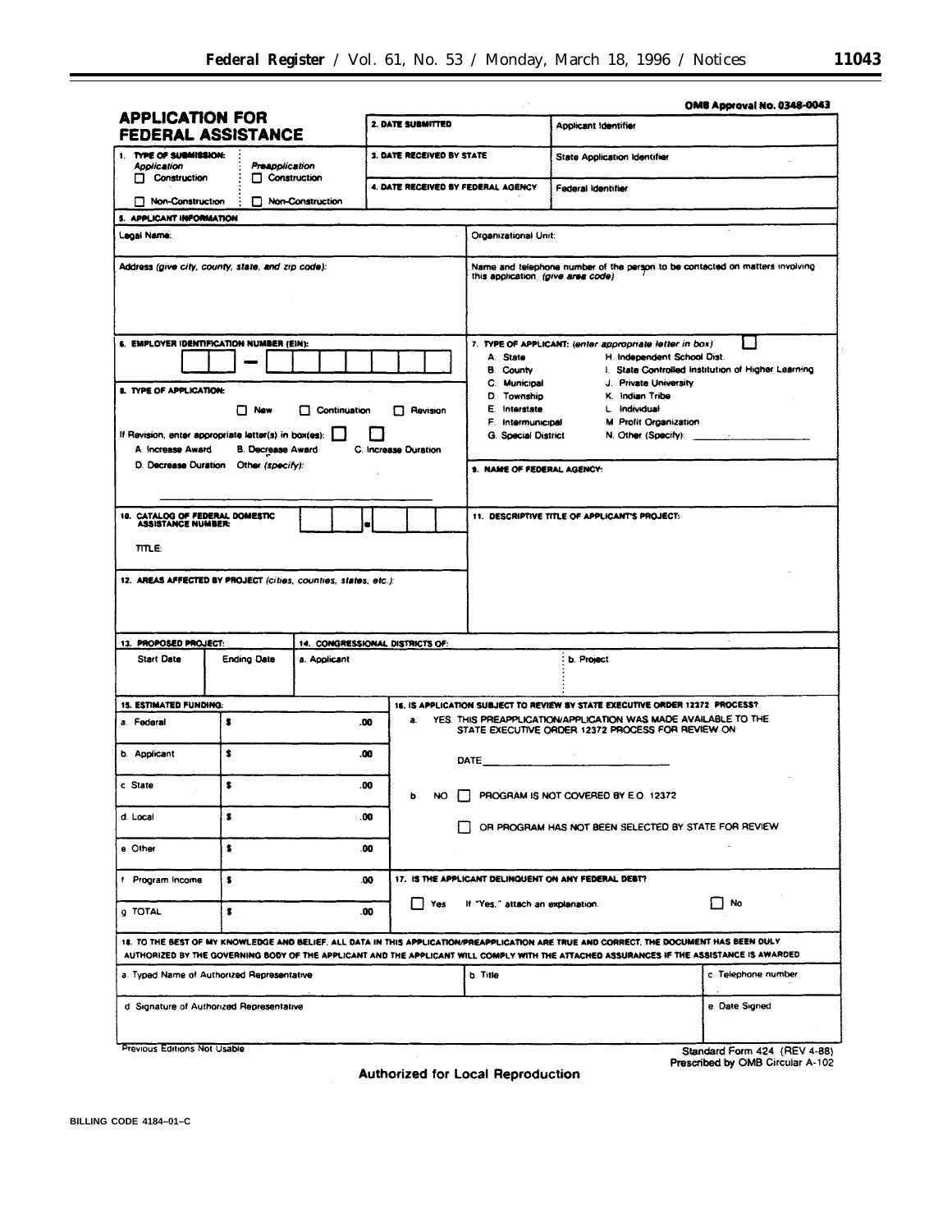OMB Approval No. 0348-0043

# APPLICATION FOR FEDERAL ASSISTANCE

| | | |
|---|---|---|
| | 2. DATE SUBMITTED | Applicant Identifier |
| 1. TYPE OF SUBMISSION: *Application* ☐ Construction ☐ Non-Construction; *Preapplication* ☐ Construction ☐ Non-Construction | 3. DATE RECEIVED BY STATE | State Application Identifier |
| | 4. DATE RECEIVED BY FEDERAL AGENCY | Federal Identifier |

**5. APPLICANT INFORMATION**

| | |
|---|---|
| Legal Name: | Organizational Unit: |
| Address (*give city, county, state, and zip code*): | Name and telephone number of the person to be contacted on matters involving this application (*give area code*) |

**6. EMPLOYER IDENTIFICATION NUMBER (EIN):** ☐☐ – ☐☐☐☐☐☐☐

**7. TYPE OF APPLICANT:** (*enter appropriate letter in box*) ☐

| | |
|---|---|
| A. State | H. Independent School Dist. |
| B. County | I. State Controlled Institution of Higher Learning |
| C. Municipal | J. Private University |
| D. Township | K. Indian Tribe |
| E. Interstate | L. Individual |
| F. Intermunicipal | M. Profit Organization |
| G. Special District | N. Other (Specify): ________ |

**8. TYPE OF APPLICATION:**

☐ New ☐ Continuation ☐ Revision

If Revision, enter appropriate letter(s) in box(es): ☐ ☐

A. Increase Award B. Decrease Award C. Increase Duration
D. Decrease Duration Other (*specify*): ________

**9. NAME OF FEDERAL AGENCY:**

**10. CATALOG OF FEDERAL DOMESTIC ASSISTANCE NUMBER:** ☐☐ - ☐☐☐

TITLE:

**11. DESCRIPTIVE TITLE OF APPLICANT'S PROJECT:**

**12. AREAS AFFECTED BY PROJECT** (*cities, counties, states, etc.*):

| 13. PROPOSED PROJECT: | | 14. CONGRESSIONAL DISTRICTS OF: | |
|---|---|---|---|
| Start Date | Ending Date | a. Applicant | b. Project |
| | | | |

**15. ESTIMATED FUNDING:**

| | |
|---|---|
| a. Federal | $ .00 |
| b. Applicant | $ .00 |
| c. State | $ .00 |
| d. Local | $ .00 |
| e. Other | $ .00 |
| f. Program Income | $ .00 |
| g. TOTAL | $ .00 |

**16. IS APPLICATION SUBJECT TO REVIEW BY STATE EXECUTIVE ORDER 12372 PROCESS?**

a. YES. THIS PREAPPLICATION/APPLICATION WAS MADE AVAILABLE TO THE STATE EXECUTIVE ORDER 12372 PROCESS FOR REVIEW ON

DATE ________

b. NO ☐ PROGRAM IS NOT COVERED BY E.O. 12372

☐ OR PROGRAM HAS NOT BEEN SELECTED BY STATE FOR REVIEW

**17. IS THE APPLICANT DELINQUENT ON ANY FEDERAL DEBT?**

☐ Yes If "Yes," attach an explanation. ☐ No

**18. TO THE BEST OF MY KNOWLEDGE AND BELIEF, ALL DATA IN THIS APPLICATION/PREAPPLICATION ARE TRUE AND CORRECT. THE DOCUMENT HAS BEEN DULY AUTHORIZED BY THE GOVERNING BODY OF THE APPLICANT AND THE APPLICANT WILL COMPLY WITH THE ATTACHED ASSURANCES IF THE ASSISTANCE IS AWARDED**

| | | |
|---|---|---|
| a. Typed Name of Authorized Representative | b. Title | c. Telephone number |
| d. Signature of Authorized Representative | | e. Date Signed |

Previous Editions Not Usable

Standard Form 424 (REV 4-88)
Prescribed by OMB Circular A-102

**Authorized for Local Reproduction**

BILLING CODE 4184–01–C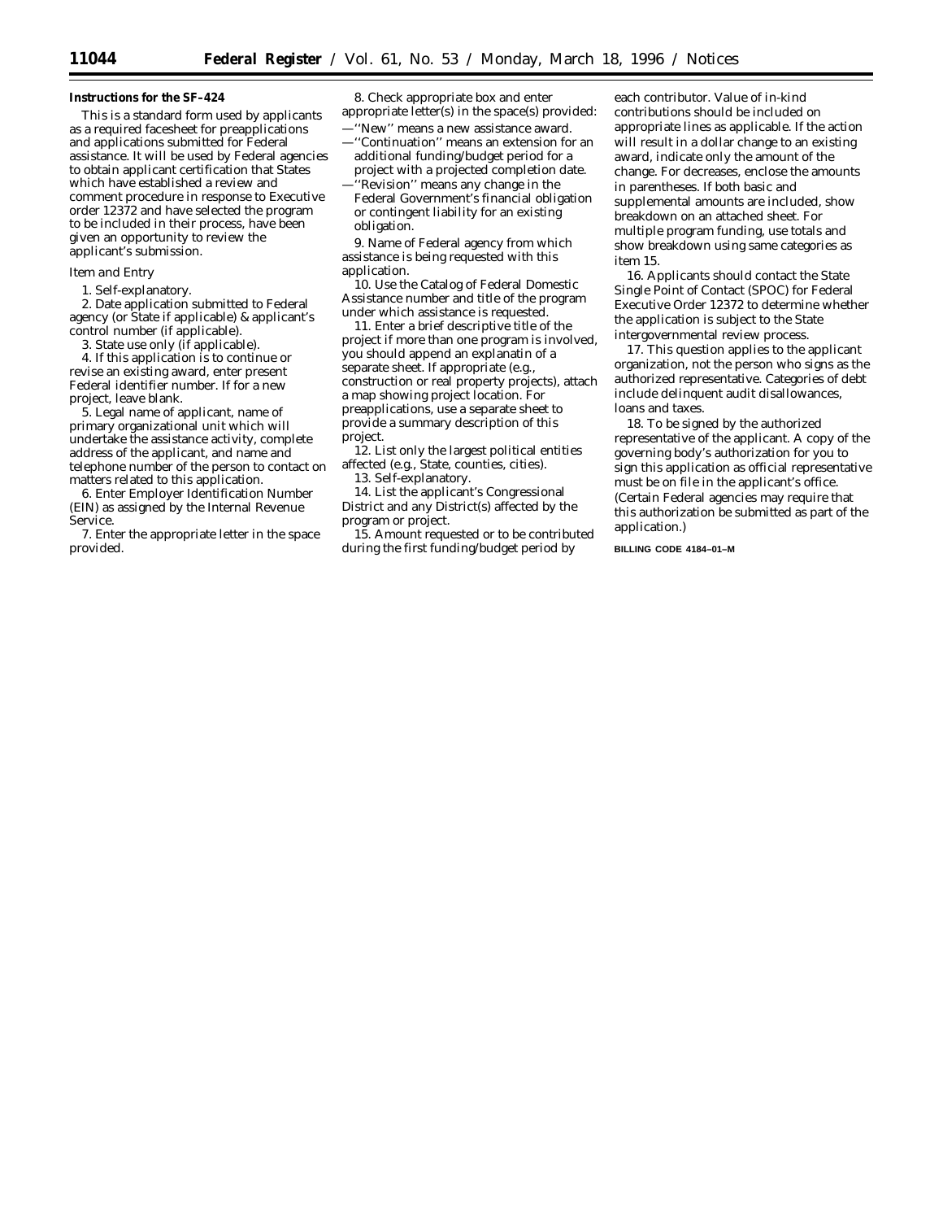**Instructions for the SF–424**

This is a standard form used by applicants as a required facesheet for preapplications and applications submitted for Federal assistance. It will be used by Federal agencies to obtain applicant certification that States which have established a review and comment procedure in response to Executive order 12372 and have selected the program to be included in their process, have been given an opportunity to review the applicant's submission.

Item and Entry

1. Self-explanatory.

2. Date application submitted to Federal agency (or State if applicable) & applicant's control number (if applicable).

3. State use only (if applicable).

4. If this application is to continue or revise an existing award, enter present Federal identifier number. If for a new project, leave blank.

5. Legal name of applicant, name of primary organizational unit which will undertake the assistance activity, complete address of the applicant, and name and telephone number of the person to contact on matters related to this application.

6. Enter Employer Identification Number (EIN) as assigned by the Internal Revenue Service.

7. Enter the appropriate letter in the space provided.

8. Check appropriate box and enter appropriate letter(s) in the space(s) provided:

—''New'' means a new assistance award.

—''Continuation'' means an extension for an additional funding/budget period for a project with a projected completion date.

—''Revision'' means any change in the Federal Government's financial obligation or contingent liability for an existing obligation.

9. Name of Federal agency from which assistance is being requested with this application.

10. Use the Catalog of Federal Domestic Assistance number and title of the program under which assistance is requested.

11. Enter a brief descriptive title of the project if more than one program is involved, you should append an explanatin of a separate sheet. If appropriate (e.g., construction or real property projects), attach a map showing project location. For preapplications, use a separate sheet to provide a summary description of this project.

12. List only the largest political entities affected (e.g., State, counties, cities).

13. Self-explanatory.

14. List the applicant's Congressional District and any District(s) affected by the program or project.

15. Amount requested or to be contributed during the first funding/budget period by each contributor. Value of in-kind contributions should be included on appropriate lines as applicable. If the action will result in a dollar change to an existing award, indicate only the amount of the change. For decreases, enclose the amounts in parentheses. If both basic and supplemental amounts are included, show breakdown on an attached sheet. For multiple program funding, use totals and show breakdown using same categories as item 15.

16. Applicants should contact the State Single Point of Contact (SPOC) for Federal Executive Order 12372 to determine whether the application is subject to the State intergovernmental review process.

17. This question applies to the applicant organization, not the person who signs as the authorized representative. Categories of debt include delinquent audit disallowances, loans and taxes.

18. To be signed by the authorized representative of the applicant. A copy of the governing body's authorization for you to sign this application as official representative must be on file in the applicant's office. (Certain Federal agencies may require that this authorization be submitted as part of the application.)

BILLING CODE 4184–01–M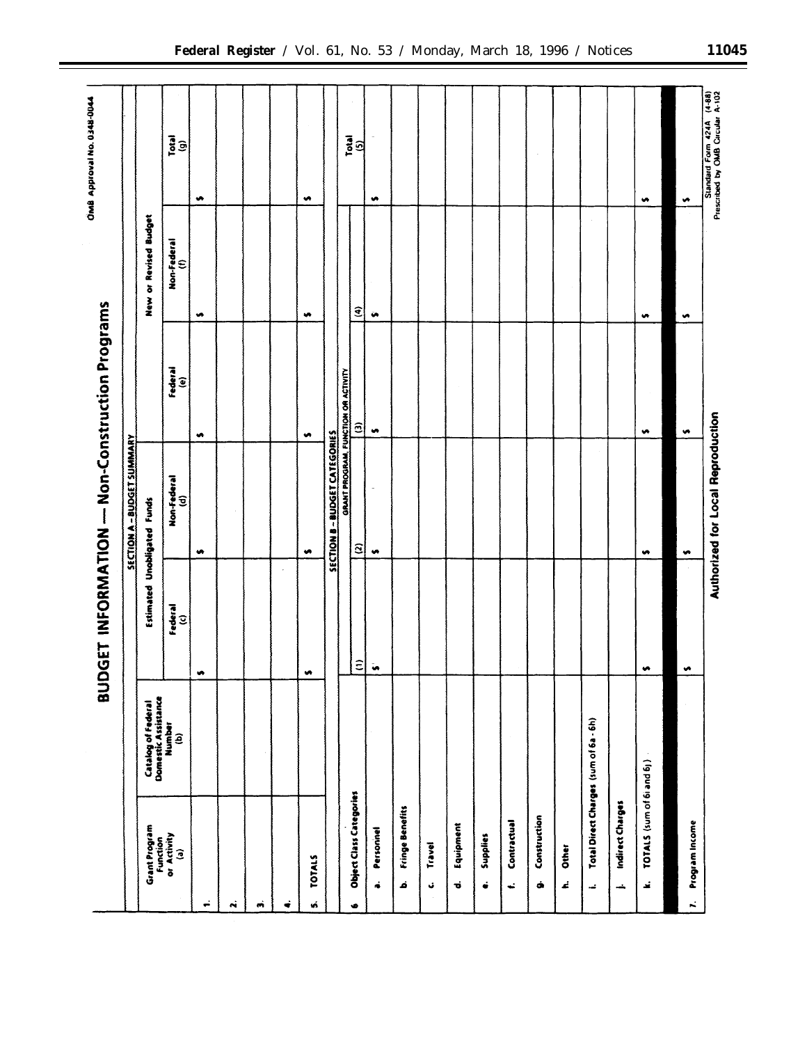OMB Approval No. 0348-0044

# BUDGET INFORMATION — Non-Construction Programs

## SECTION A - BUDGET SUMMARY

| Grant Program Function or Activity (a) | Catalog of Federal Domestic Assistance Number (b) | Estimated Unobligated Funds | | New or Revised Budget | | |
|---|---|---|---|---|---|---|
| | | Federal (c) | Non-Federal (d) | Federal (e) | Non-Federal (f) | Total (g) |
| 1. | | $ | $ | $ | $ | $ |
| 2. | | | | | | |
| 3. | | | | | | |
| 4. | | | | | | |
| 5. TOTALS | | $ | $ | $ | $ | $ |

## SECTION B - BUDGET CATEGORIES

| 6. Object Class Categories | GRANT PROGRAM, FUNCTION OR ACTIVITY | | | | Total (5) |
|---|---|---|---|---|---|
| | (1) | (2) | (3) | (4) | |
| a. Personnel | $ | $ | $ | $ | $ |
| b. Fringe Benefits | | | | | |
| c. Travel | | | | | |
| d. Equipment | | | | | |
| e. Supplies | | | | | |
| f. Contractual | | | | | |
| g. Construction | | | | | |
| h. Other | | | | | |
| i. Total Direct Charges (sum of 6a - 6h) | | | | | |
| j. Indirect Charges | | | | | |
| k. TOTALS (sum of 6i and 6j) | $ | $ | $ | $ | $ |
| | | | | | |
| 7. Program Income | $ | $ | $ | $ | $ |

Authorized for Local Reproduction

Standard Form 424A (4-88)
Prescribed by OMB Circular A-102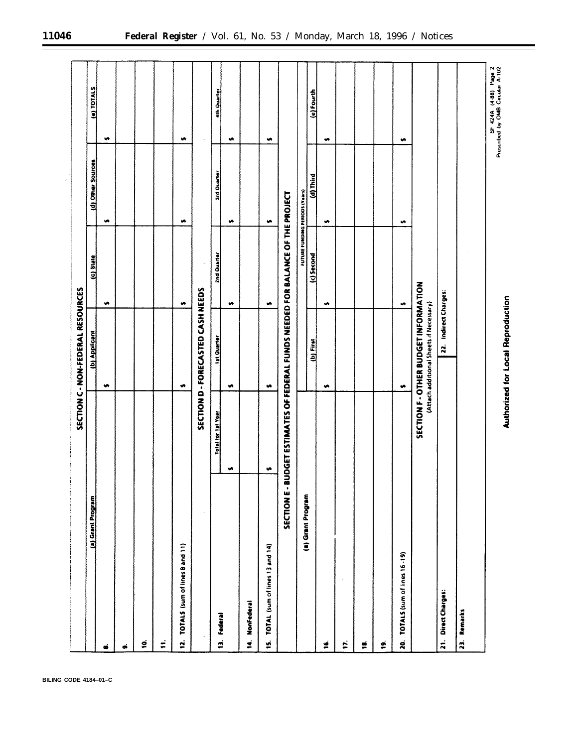## SECTION C - NON-FEDERAL RESOURCES

| (a) Grant Program | (b) Applicant | (c) State | (d) Other Sources | (e) TOTALS |
|---|---|---|---|---|
| 8. | $ | $ | $ | $ |
| 9. | | | | |
| 10. | | | | |
| 11. | | | | |
| 12. TOTALS (sum of lines 8 and 11) | $ | $ | $ | $ |

## SECTION D - FORECASTED CASH NEEDS

| | Total for 1st Year | 1st Quarter | 2nd Quarter | 3rd Quarter | 4th Quarter |
|---|---|---|---|---|---|
| 13. Federal | $ | $ | $ | $ | $ |
| 14. NonFederal | | | | | |
| 15. TOTAL (sum of lines 13 and 14) | $ | $ | $ | $ | $ |

## SECTION E - BUDGET ESTIMATES OF FEDERAL FUNDS NEEDED FOR BALANCE OF THE PROJECT

| (a) Grant Program | FUTURE FUNDING PERIODS (Years) | | | |
|---|---|---|---|---|
| | (b) First | (c) Second | (d) Third | (e) Fourth |
| 16. | $ | $ | $ | $ |
| 17. | | | | |
| 18. | | | | |
| 19. | | | | |
| 20. TOTALS (sum of lines 16-19) | $ | $ | $ | $ |

## SECTION F - OTHER BUDGET INFORMATION

(Attach additional Sheets if Necessary)

| 21. Direct Charges: | 22. Indirect Charges: |
|---|---|
| 23. Remarks | |

**Authorized for Local Reproduction**

SF 424A (4-88) Page 2
Prescribed by OMB Circular A-102

BILING CODE 4184–01–C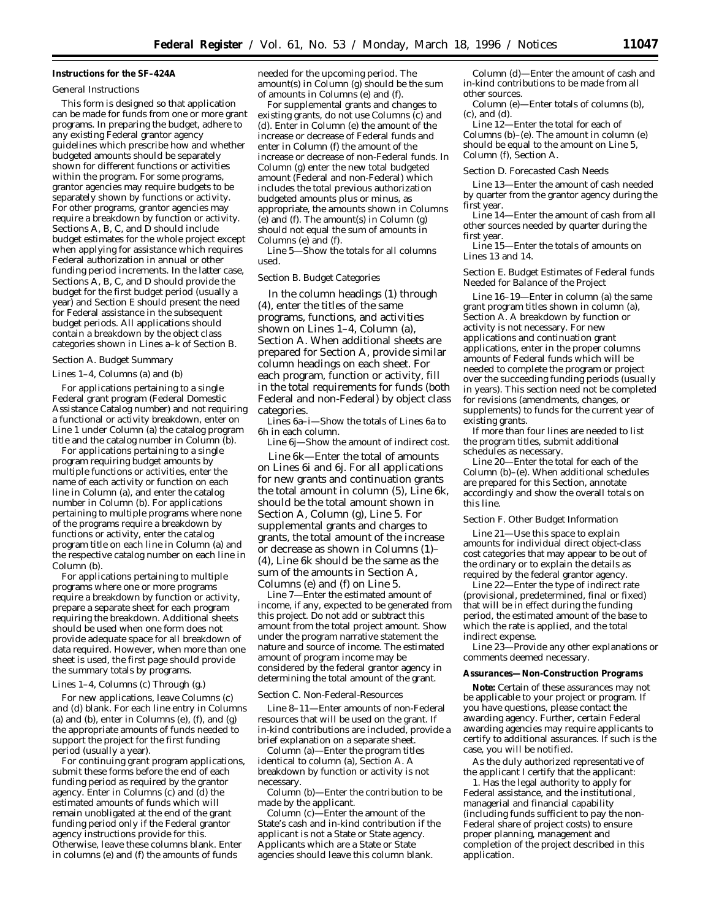**Instructions for the SF–424A**

General Instructions

This form is designed so that application can be made for funds from one or more grant programs. In preparing the budget, adhere to any existing Federal grantor agency guidelines which prescribe how and whether budgeted amounts should be separately shown for different functions or activities within the program. For some programs, grantor agencies may require budgets to be separately shown by functions or activity. For other programs, grantor agencies may require a breakdown by function or activity. Sections A, B, C, and D should include budget estimates for the whole project except when applying for assistance which requires Federal authorization in annual or other funding period increments. In the latter case, Sections A, B, C, and D should provide the budget for the first budget period (usually a year) and Section E should present the need for Federal assistance in the subsequent budget periods. All applications should contain a breakdown by the object class categories shown in Lines a–k of Section B.

Section A. Budget Summary

Lines 1–4, Columns (a) and (b)

For applications pertaining to a single Federal grant program (Federal Domestic Assistance Catalog number) and not requiring a functional or activity breakdown, enter on Line 1 under Column (a) the catalog program title and the catalog number in Column (b).

For applications pertaining to a single program requiring budget amounts by multiple functions or activities, enter the name of each activity or function on each line in Column (a), and enter the catalog number in Column (b). For applications pertaining to multiple programs where none of the programs require a breakdown by functions or activity, enter the catalog program title on each line in Column (a) and the respective catalog number on each line in Column (b).

For applications pertaining to multiple programs where one or more programs require a breakdown by function or activity, prepare a separate sheet for each program requiring the breakdown. Additional sheets should be used when one form does not provide adequate space for all breakdown of data required. However, when more than one sheet is used, the first page should provide the summary totals by programs.

Lines 1–4, Columns (c) Through (g.)

For new applications, leave Columns (c) and (d) blank. For each line entry in Columns (a) and (b), enter in Columns (e), (f), and (g) the appropriate amounts of funds needed to support the project for the first funding period (usually a year).

For continuing grant program applications, submit these forms before the end of each funding period as required by the grantor agency. Enter in Columns (c) and (d) the estimated amounts of funds which will remain unobligated at the end of the grant funding period only if the Federal grantor agency instructions provide for this. Otherwise, leave these columns blank. Enter in columns (e) and (f) the amounts of funds needed for the upcoming period. The amount(s) in Column (g) should be the sum of amounts in Columns (e) and (f).

For supplemental grants and changes to existing grants, do not use Columns (c) and (d). Enter in Column (e) the amount of the increase or decrease of Federal funds and enter in Column (f) the amount of the increase or decrease of non-Federal funds. In Column (g) enter the new total budgeted amount (Federal and non-Federal) which includes the total previous authorization budgeted amounts plus or minus, as appropriate, the amounts shown in Columns (e) and (f). The amount(s) in Column (g) should not equal the sum of amounts in Columns (e) and (f).

Line 5—Show the totals for all columns used.

Section B. Budget Categories

In the column headings (1) through (4), enter the titles of the same programs, functions, and activities shown on Lines 1–4, Column (a), Section A. When additional sheets are prepared for Section A, provide similar column headings on each sheet. For each program, function or activity, fill in the total requirements for funds (both Federal and non-Federal) by object class categories.

Lines 6a–i—Show the totals of Lines 6a to 6h in each column.

Line 6j—Show the amount of indirect cost.

Line 6k—Enter the total of amounts on Lines 6i and 6j. For all applications for new grants and continuation grants the total amount in column (5), Line 6k, should be the total amount shown in Section A, Column (g), Line 5. For supplemental grants and charges to grants, the total amount of the increase or decrease as shown in Columns (1)–(4), Line 6k should be the same as the sum of the amounts in Section A, Columns (e) and (f) on Line 5.

Line 7—Enter the estimated amount of income, if any, expected to be generated from this project. Do not add or subtract this amount from the total project amount. Show under the program narrative statement the nature and source of income. The estimated amount of program income may be considered by the federal grantor agency in determining the total amount of the grant.

Section C. Non-Federal-Resources

Line 8–11—Enter amounts of non-Federal resources that will be used on the grant. If in-kind contributions are included, provide a brief explanation on a separate sheet.

Column (a)—Enter the program titles identical to column (a), Section A. A breakdown by function or activity is not necessary.

Column (b)—Enter the contribution to be made by the applicant.

Column (c)—Enter the amount of the State's cash and in-kind contribution if the applicant is not a State or State agency. Applicants which are a State or State agencies should leave this column blank.

Column (d)—Enter the amount of cash and in-kind contributions to be made from all other sources.

Column (e)—Enter totals of columns (b), (c), and (d).

Line 12—Enter the total for each of Columns (b)–(e). The amount in column (e) should be equal to the amount on Line 5, Column (f), Section A.

Section D. Forecasted Cash Needs

Line 13—Enter the amount of cash needed by quarter from the grantor agency during the first year.

Line 14—Enter the amount of cash from all other sources needed by quarter during the first year.

Line 15—Enter the totals of amounts on Lines 13 and 14.

Section E. Budget Estimates of Federal funds Needed for Balance of the Project

Line 16–19—Enter in column (a) the same grant program titles shown in column (a), Section A. A breakdown by function or activity is not necessary. For new applications and continuation grant applications, enter in the proper columns amounts of Federal funds which will be needed to complete the program or project over the succeeding funding periods (usually in years). This section need not be completed for revisions (amendments, changes, or supplements) to funds for the current year of existing grants.

If more than four lines are needed to list the program titles, submit additional schedules as necessary.

Line 20—Enter the total for each of the Column (b)–(e). When additional schedules are prepared for this Section, annotate accordingly and show the overall totals on this line.

Section F. Other Budget Information

Line 21—Use this space to explain amounts for individual direct object-class cost categories that may appear to be out of the ordinary or to explain the details as required by the federal grantor agency.

Line 22—Enter the type of indirect rate (provisional, predetermined, final or fixed) that will be in effect during the funding period, the estimated amount of the base to which the rate is applied, and the total indirect expense.

Line 23—Provide any other explanations or comments deemed necessary.

**Assurances—Non-Construction Programs**

**Note:** Certain of these assurances may not be applicable to your project or program. If you have questions, please contact the awarding agency. Further, certain Federal awarding agencies may require applicants to certify to additional assurances. If such is the case, you will be notified.

As the duly authorized representative of the applicant I certify that the applicant:

1. Has the legal authority to apply for Federal assistance, and the institutional, managerial and financial capability (including funds sufficient to pay the non-Federal share of project costs) to ensure proper planning, management and completion of the project described in this application.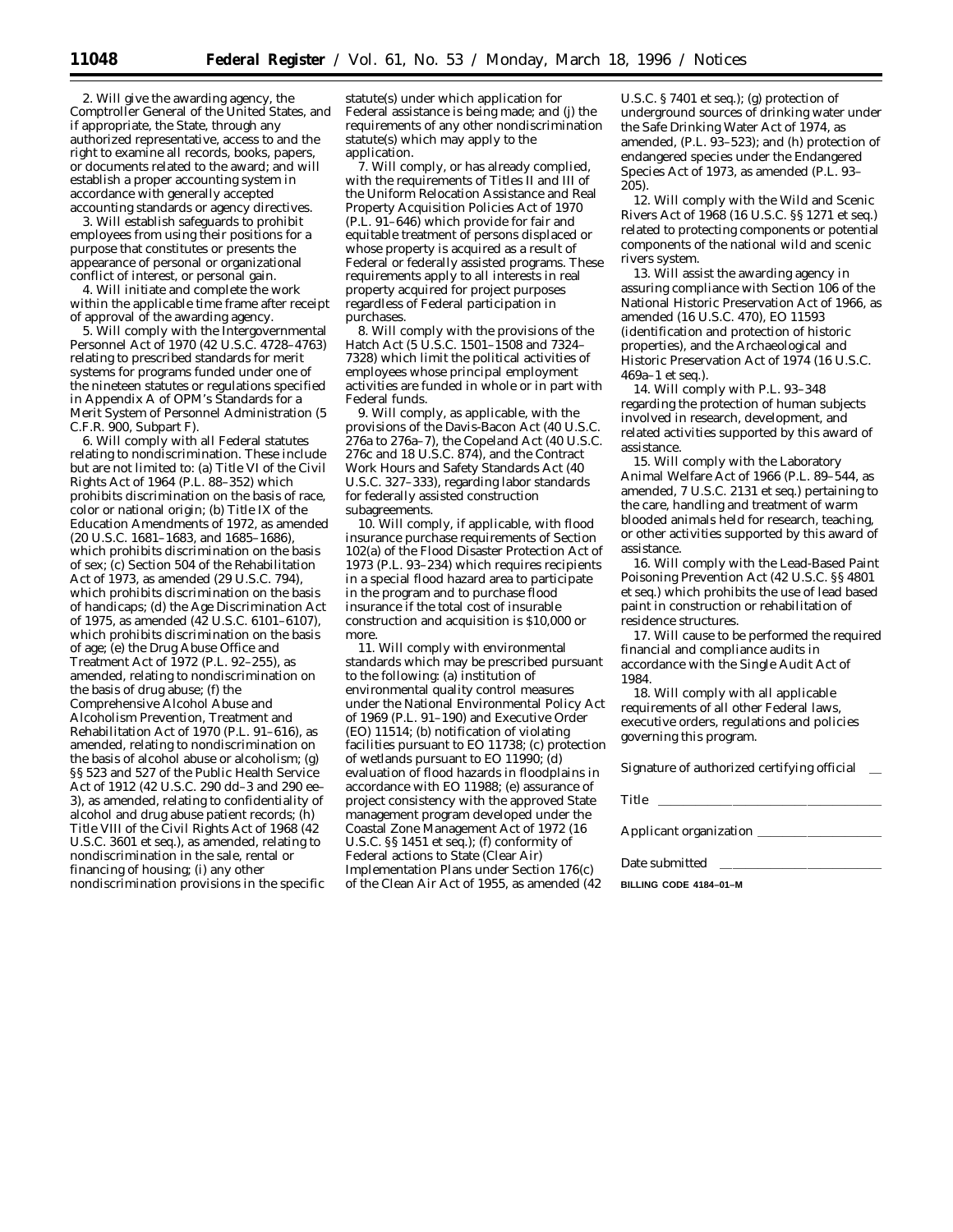2. Will give the awarding agency, the Comptroller General of the United States, and if appropriate, the State, through any authorized representative, access to and the right to examine all records, books, papers, or documents related to the award; and will establish a proper accounting system in accordance with generally accepted accounting standards or agency directives.

3. Will establish safeguards to prohibit employees from using their positions for a purpose that constitutes or presents the appearance of personal or organizational conflict of interest, or personal gain.

4. Will initiate and complete the work within the applicable time frame after receipt of approval of the awarding agency.

5. Will comply with the Intergovernmental Personnel Act of 1970 (42 U.S.C. 4728–4763) relating to prescribed standards for merit systems for programs funded under one of the nineteen statutes or regulations specified in Appendix A of OPM's Standards for a Merit System of Personnel Administration (5 C.F.R. 900, Subpart F).

6. Will comply with all Federal statutes relating to nondiscrimination. These include but are not limited to: (a) Title VI of the Civil Rights Act of 1964 (P.L. 88–352) which prohibits discrimination on the basis of race, color or national origin; (b) Title IX of the Education Amendments of 1972, as amended (20 U.S.C. 1681–1683, and 1685–1686), which prohibits discrimination on the basis of sex; (c) Section 504 of the Rehabilitation Act of 1973, as amended (29 U.S.C. 794), which prohibits discrimination on the basis of handicaps; (d) the Age Discrimination Act of 1975, as amended (42 U.S.C. 6101–6107), which prohibits discrimination on the basis of age; (e) the Drug Abuse Office and Treatment Act of 1972 (P.L. 92–255), as amended, relating to nondiscrimination on the basis of drug abuse; (f) the Comprehensive Alcohol Abuse and Alcoholism Prevention, Treatment and Rehabilitation Act of 1970 (P.L. 91–616), as amended, relating to nondiscrimination on the basis of alcohol abuse or alcoholism; (g) §§ 523 and 527 of the Public Health Service Act of 1912 (42 U.S.C. 290 dd–3 and 290 ee–3), as amended, relating to confidentiality of alcohol and drug abuse patient records; (h) Title VIII of the Civil Rights Act of 1968 (42 U.S.C. 3601 et seq.), as amended, relating to nondiscrimination in the sale, rental or financing of housing; (i) any other nondiscrimination provisions in the specific statute(s) under which application for Federal assistance is being made; and (j) the requirements of any other nondiscrimination statute(s) which may apply to the application.

7. Will comply, or has already complied, with the requirements of Titles II and III of the Uniform Relocation Assistance and Real Property Acquisition Policies Act of 1970 (P.L. 91–646) which provide for fair and equitable treatment of persons displaced or whose property is acquired as a result of Federal or federally assisted programs. These requirements apply to all interests in real property acquired for project purposes regardless of Federal participation in purchases.

8. Will comply with the provisions of the Hatch Act (5 U.S.C. 1501–1508 and 7324–7328) which limit the political activities of employees whose principal employment activities are funded in whole or in part with Federal funds.

9. Will comply, as applicable, with the provisions of the Davis-Bacon Act (40 U.S.C. 276a to 276a–7), the Copeland Act (40 U.S.C. 276c and 18 U.S.C. 874), and the Contract Work Hours and Safety Standards Act (40 U.S.C. 327–333), regarding labor standards for federally assisted construction subagreements.

10. Will comply, if applicable, with flood insurance purchase requirements of Section 102(a) of the Flood Disaster Protection Act of 1973 (P.L. 93–234) which requires recipients in a special flood hazard area to participate in the program and to purchase flood insurance if the total cost of insurable construction and acquisition is $10,000 or more.

11. Will comply with environmental standards which may be prescribed pursuant to the following: (a) institution of environmental quality control measures under the National Environmental Policy Act of 1969 (P.L. 91–190) and Executive Order (EO) 11514; (b) notification of violating facilities pursuant to EO 11738; (c) protection of wetlands pursuant to EO 11990; (d) evaluation of flood hazards in floodplains in accordance with EO 11988; (e) assurance of project consistency with the approved State management program developed under the Coastal Zone Management Act of 1972 (16 U.S.C. §§ 1451 et seq.); (f) conformity of Federal actions to State (Clear Air) Implementation Plans under Section 176(c) of the Clean Air Act of 1955, as amended (42 U.S.C. § 7401 et seq.); (g) protection of underground sources of drinking water under the Safe Drinking Water Act of 1974, as amended, (P.L. 93–523); and (h) protection of endangered species under the Endangered Species Act of 1973, as amended (P.L. 93–205).

12. Will comply with the Wild and Scenic Rivers Act of 1968 (16 U.S.C. §§ 1271 et seq.) related to protecting components or potential components of the national wild and scenic rivers system.

13. Will assist the awarding agency in assuring compliance with Section 106 of the National Historic Preservation Act of 1966, as amended (16 U.S.C. 470), EO 11593 (identification and protection of historic properties), and the Archaeological and Historic Preservation Act of 1974 (16 U.S.C. 469a–1 et seq.).

14. Will comply with P.L. 93–348 regarding the protection of human subjects involved in research, development, and related activities supported by this award of assistance.

15. Will comply with the Laboratory Animal Welfare Act of 1966 (P.L. 89–544, as amended, 7 U.S.C. 2131 et seq.) pertaining to the care, handling and treatment of warm blooded animals held for research, teaching, or other activities supported by this award of assistance.

16. Will comply with the Lead-Based Paint Poisoning Prevention Act (42 U.S.C. §§ 4801 et seq.) which prohibits the use of lead based paint in construction or rehabilitation of residence structures.

17. Will cause to be performed the required financial and compliance audits in accordance with the Single Audit Act of 1984.

18. Will comply with all applicable requirements of all other Federal laws, executive orders, regulations and policies governing this program.

Signature of authorized certifying official \_\_

Title \_\_\_\_\_\_\_\_\_\_\_\_\_\_\_\_\_\_\_\_\_\_\_\_\_\_\_\_\_\_

Applicant organization \_\_\_\_\_\_\_\_\_\_\_\_\_\_\_\_\_\_

Date submitted \_\_\_\_\_\_\_\_\_\_\_\_\_\_\_\_\_\_\_\_\_\_\_

BILLING CODE 4184–01–M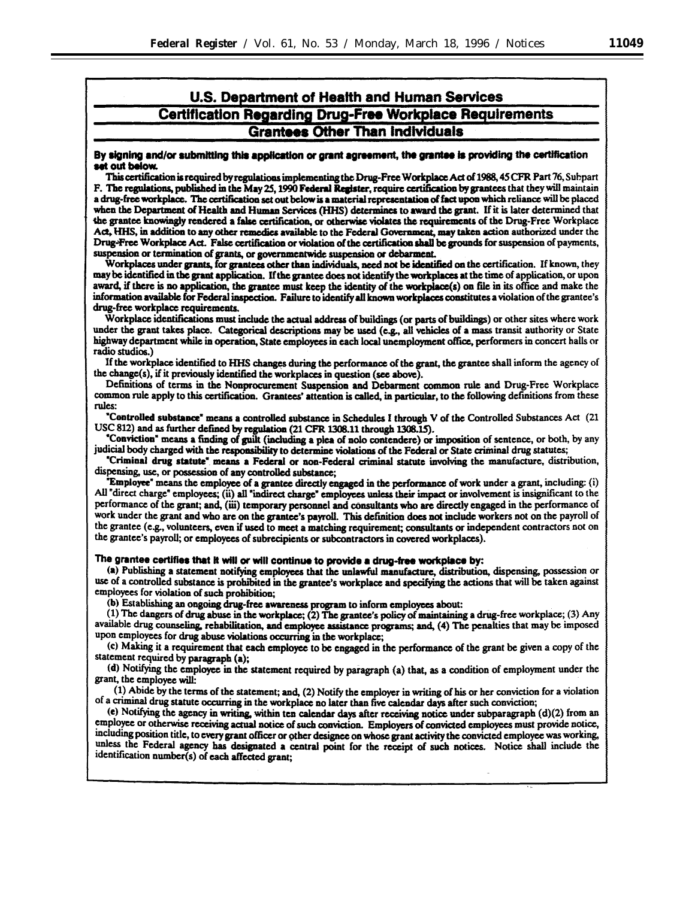## U.S. Department of Health and Human Services

## Certification Regarding Drug-Free Workplace Requirements

## Grantees Other Than Individuals

**By signing and/or submitting this application or grant agreement, the grantee is providing the certification set out below.**

This certification is required by regulations implementing the Drug-Free Workplace Act of 1988, 45 CFR Part 76, Subpart F. The regulations, published in the May 25, 1990 **Federal Register**, require certification by grantees that they will maintain a drug-free workplace. The certification set out below is a material representation of fact upon which reliance will be placed when the Department of Health and Human Services (HHS) determines to award the grant. If it is later determined that the grantee knowingly rendered a false certification, or otherwise violates the requirements of the Drug-Free Workplace Act, HHS, in addition to any other remedies available to the Federal Government, may taken action authorized under the Drug-Free Workplace Act. False certification or violation of the certification shall be grounds for suspension of payments, suspension or termination of grants, or governmentwide suspension or debarment.

Workplaces under grants, for grantees other than individuals, need not be identified on the certification. If known, they may be identified in the grant application. If the grantee does not identify the workplaces at the time of application, or upon award, if there is no application, the grantee must keep the identity of the workplace(s) on file in its office and make the information available for Federal inspection. Failure to identify all known workplaces constitutes a violation of the grantee's drug-free workplace requirements.

Workplace identifications must include the actual address of buildings (or parts of buildings) or other sites where work under the grant takes place. Categorical descriptions may be used (e.g., all vehicles of a mass transit authority or State highway department while in operation, State employees in each local unemployment office, performers in concert halls or radio studios.)

If the workplace identified to HHS changes during the performance of the grant, the grantee shall inform the agency of the change(s), if it previously identified the workplaces in question (see above).

Definitions of terms in the Nonprocurement Suspension and Debarment common rule and Drug-Free Workplace common rule apply to this certification. Grantees' attention is called, in particular, to the following definitions from these rules:

**"Controlled substance"** means a controlled substance in Schedules I through V of the Controlled Substances Act (21 USC 812) and as further defined by regulation (21 CFR 1308.11 through 1308.15).

**"Conviction"** means a finding of guilt (including a plea of nolo contendere) or imposition of sentence, or both, by any judicial body charged with the responsibility to determine violations of the Federal or State criminal drug statutes;

**"Criminal drug statute"** means a Federal or non-Federal criminal statute involving the manufacture, distribution, dispensing, use, or possession of any controlled substance;

**"Employee"** means the employee of a grantee directly engaged in the performance of work under a grant, including: (i) All "direct charge" employees; (ii) all "indirect charge" employees unless their impact or involvement is insignificant to the performance of the grant; and, (iii) temporary personnel and consultants who are directly engaged in the performance of work under the grant and who are on the grantee's payroll. This definition does not include workers not on the payroll of the grantee (e.g., volunteers, even if used to meet a matching requirement; consultants or independent contractors not on the grantee's payroll; or employees of subrecipients or subcontractors in covered workplaces).

**The grantee certifies that it will or will continue to provide a drug-free workplace by:**

(a) Publishing a statement notifying employees that the unlawful manufacture, distribution, dispensing, possession or use of a controlled substance is prohibited in the grantee's workplace and specifying the actions that will be taken against employees for violation of such prohibition;

(b) Establishing an ongoing drug-free awareness program to inform employees about:

(1) The dangers of drug abuse in the workplace; (2) The grantee's policy of maintaining a drug-free workplace; (3) Any available drug counseling, rehabilitation, and employee assistance programs; and, (4) The penalties that may be imposed upon employees for drug abuse violations occurring in the workplace;

(c) Making it a requirement that each employee to be engaged in the performance of the grant be given a copy of the statement required by paragraph (a);

(d) Notifying the employee in the statement required by paragraph (a) that, as a condition of employment under the grant, the employee will:

(1) Abide by the terms of the statement; and, (2) Notify the employer in writing of his or her conviction for a violation of a criminal drug statute occurring in the workplace no later than five calendar days after such conviction;

(e) Notifying the agency in writing, within ten calendar days after receiving notice under subparagraph (d)(2) from an employee or otherwise receiving actual notice of such conviction. Employers of convicted employees must provide notice, including position title, to every grant officer or other designee on whose grant activity the convicted employee was working, unless the Federal agency has designated a central point for the receipt of such notices. Notice shall include the identification number(s) of each affected grant;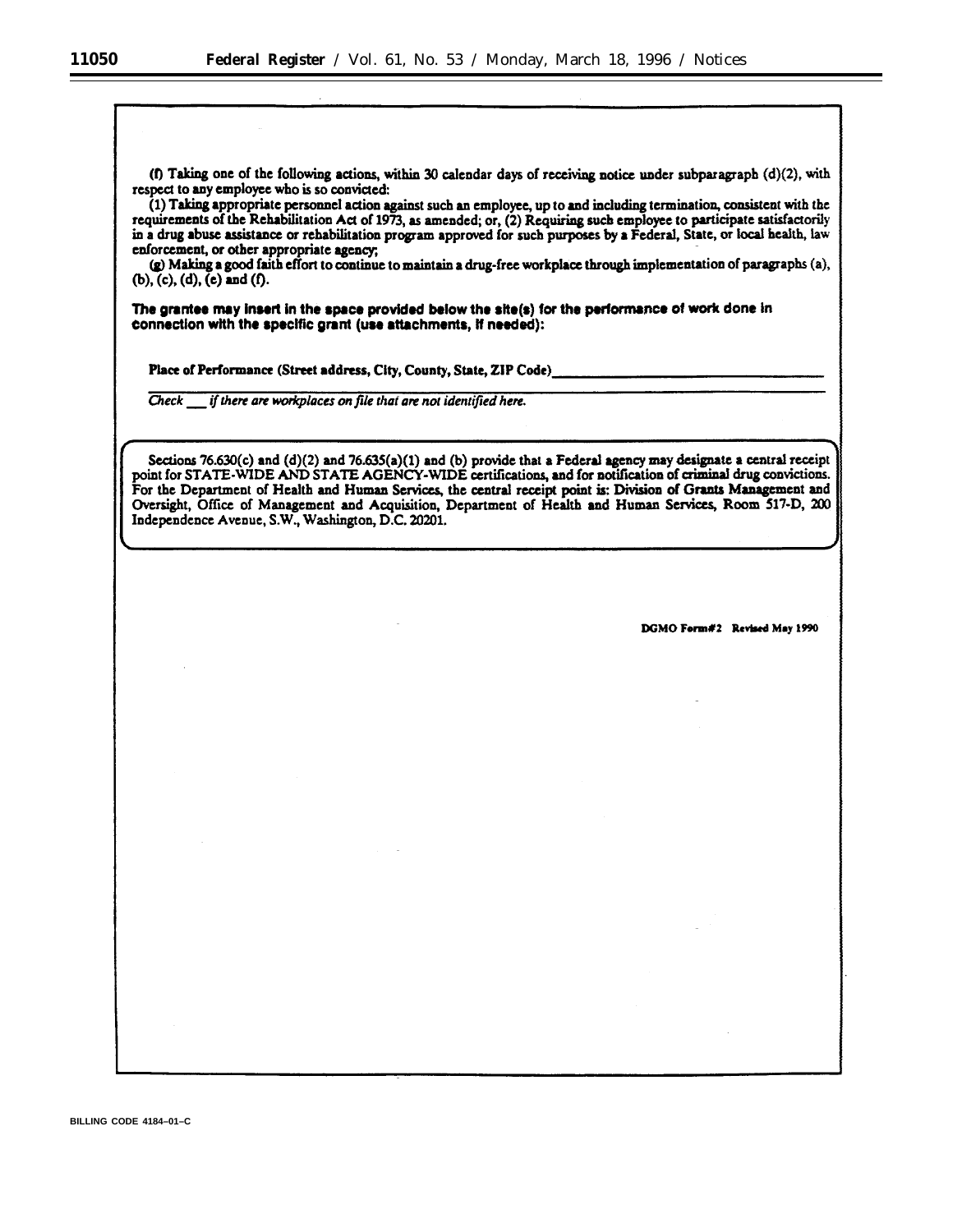(f) Taking one of the following actions, within 30 calendar days of receiving notice under subparagraph (d)(2), with respect to any employee who is so convicted:

(1) Taking appropriate personnel action against such an employee, up to and including termination, consistent with the requirements of the Rehabilitation Act of 1973, as amended; or, (2) Requiring such employee to participate satisfactorily in a drug abuse assistance or rehabilitation program approved for such purposes by a Federal, State, or local health, law enforcement, or other appropriate agency;

(g) Making a good faith effort to continue to maintain a drug-free workplace through implementation of paragraphs (a), (b), (c), (d), (e) and (f).

**The grantee may insert in the space provided below the site(s) for the performance of work done in connection with the specific grant (use attachments, if needed):**

**Place of Performance (Street address, City, County, State, ZIP Code)**\_\_\_\_\_\_\_\_\_\_\_\_\_\_\_\_\_\_\_\_\_\_\_\_\_\_\_\_\_\_\_\_\_\_\_\_

\_\_\_\_\_\_\_\_\_\_\_\_\_\_\_\_\_\_\_\_\_\_\_\_\_\_\_\_\_\_\_\_\_\_\_\_\_\_\_\_\_\_\_\_\_\_\_\_\_\_\_\_\_\_\_\_\_\_\_\_\_\_\_\_\_\_\_\_\_\_\_\_\_\_\_\_\_\_\_\_\_\_\_\_

*Check \_\_\_ if there are workplaces on file that are not identified here.*

Sections 76.630(c) and (d)(2) and 76.635(a)(1) and (b) provide that a Federal agency may designate a central receipt point for STATE-WIDE AND STATE AGENCY-WIDE certifications, and for notification of criminal drug convictions. For the Department of Health and Human Services, the central receipt point is: Division of Grants Management and Oversight, Office of Management and Acquisition, Department of Health and Human Services, Room 517-D, 200 Independence Avenue, S.W., Washington, D.C. 20201.

**DGMO Form#2 Revised May 1990**

BILLING CODE 4184–01–C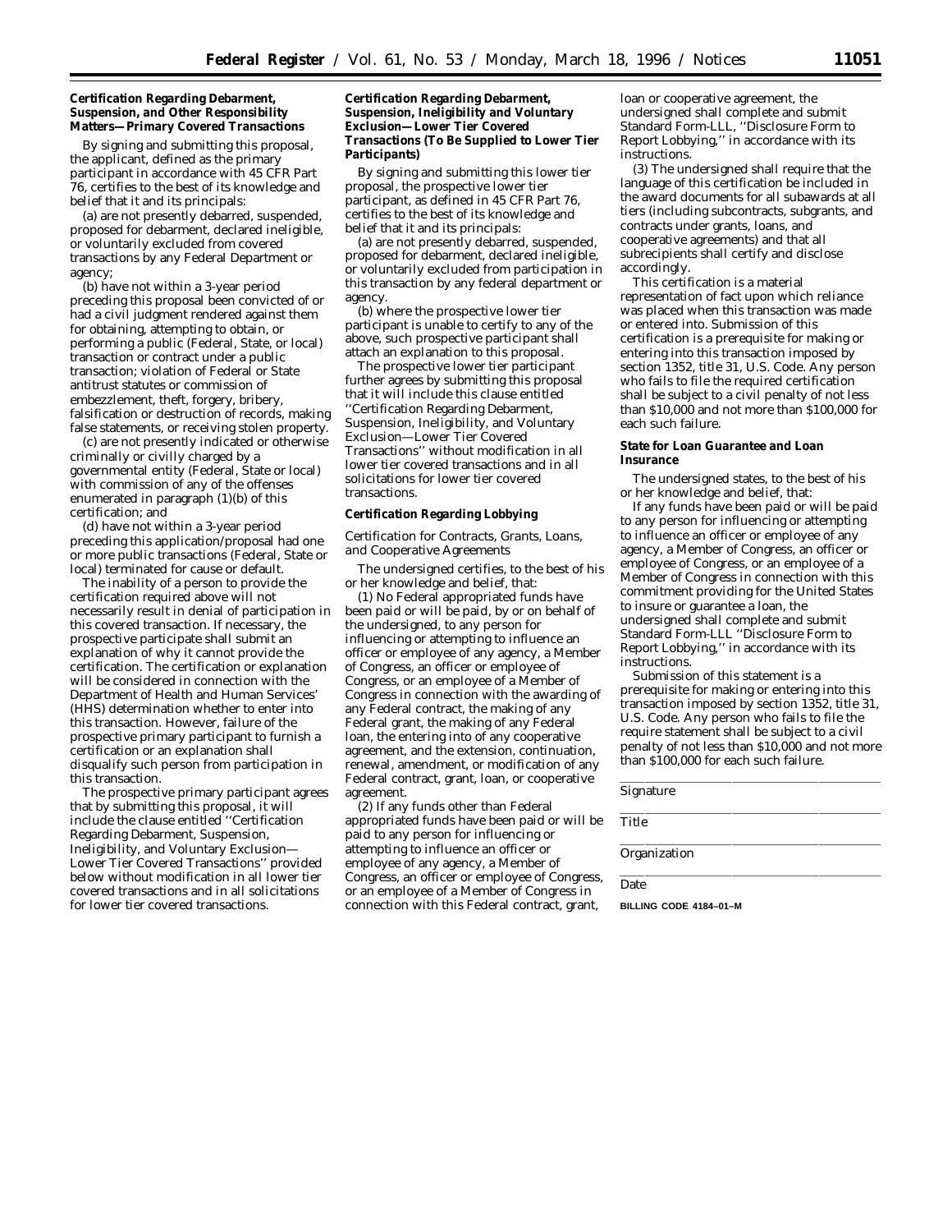**Certification Regarding Debarment, Suspension, and Other Responsibility Matters—Primary Covered Transactions**

By signing and submitting this proposal, the applicant, defined as the primary participant in accordance with 45 CFR Part 76, certifies to the best of its knowledge and belief that it and its principals:

(a) are not presently debarred, suspended, proposed for debarment, declared ineligible, or voluntarily excluded from covered transactions by any Federal Department or agency;

(b) have not within a 3-year period preceding this proposal been convicted of or had a civil judgment rendered against them for obtaining, attempting to obtain, or performing a public (Federal, State, or local) transaction or contract under a public transaction; violation of Federal or State antitrust statutes or commission of embezzlement, theft, forgery, bribery, falsification or destruction of records, making false statements, or receiving stolen property.

(c) are not presently indicated or otherwise criminally or civilly charged by a governmental entity (Federal, State or local) with commission of any of the offenses enumerated in paragraph (1)(b) of this certification; and

(d) have not within a 3-year period preceding this application/proposal had one or more public transactions (Federal, State or local) terminated for cause or default.

The inability of a person to provide the certification required above will not necessarily result in denial of participation in this covered transaction. If necessary, the prospective participate shall submit an explanation of why it cannot provide the certification. The certification or explanation will be considered in connection with the Department of Health and Human Services' (HHS) determination whether to enter into this transaction. However, failure of the prospective primary participant to furnish a certification or an explanation shall disqualify such person from participation in this transaction.

The prospective primary participant agrees that by submitting this proposal, it will include the clause entitled ''Certification Regarding Debarment, Suspension, Ineligibility, and Voluntary Exclusion—Lower Tier Covered Transactions'' provided below without modification in all lower tier covered transactions and in all solicitations for lower tier covered transactions.

**Certification Regarding Debarment, Suspension, Ineligibility and Voluntary Exclusion—Lower Tier Covered Transactions (To Be Supplied to Lower Tier Participants)**

By signing and submitting this lower tier proposal, the prospective lower tier participant, as defined in 45 CFR Part 76, certifies to the best of its knowledge and belief that it and its principals:

(a) are not presently debarred, suspended, proposed for debarment, declared ineligible, or voluntarily excluded from participation in this transaction by any federal department or agency.

(b) where the prospective lower tier participant is unable to certify to any of the above, such prospective participant shall attach an explanation to this proposal.

The prospective lower tier participant further agrees by submitting this proposal that it will include this clause entitled ''Certification Regarding Debarment, Suspension, Ineligibility, and Voluntary Exclusion—Lower Tier Covered Transactions'' without modification in all lower tier covered transactions and in all solicitations for lower tier covered transactions.

**Certification Regarding Lobbying**

*Certification for Contracts, Grants, Loans, and Cooperative Agreements*

The undersigned certifies, to the best of his or her knowledge and belief, that:

(1) No Federal appropriated funds have been paid or will be paid, by or on behalf of the undersigned, to any person for influencing or attempting to influence an officer or employee of any agency, a Member of Congress, an officer or employee of Congress, or an employee of a Member of Congress in connection with the awarding of any Federal contract, the making of any Federal grant, the making of any Federal loan, the entering into of any cooperative agreement, and the extension, continuation, renewal, amendment, or modification of any Federal contract, grant, loan, or cooperative agreement.

(2) If any funds other than Federal appropriated funds have been paid or will be paid to any person for influencing or attempting to influence an officer or employee of any agency, a Member of Congress, an officer or employee of Congress, or an employee of a Member of Congress in connection with this Federal contract, grant, loan or cooperative agreement, the undersigned shall complete and submit Standard Form-LLL, ''Disclosure Form to Report Lobbying,'' in accordance with its instructions.

(3) The undersigned shall require that the language of this certification be included in the award documents for all subawards at all tiers (including subcontracts, subgrants, and contracts under grants, loans, and cooperative agreements) and that all subrecipients shall certify and disclose accordingly.

This certification is a material representation of fact upon which reliance was placed when this transaction was made or entered into. Submission of this certification is a prerequisite for making or entering into this transaction imposed by section 1352, title 31, U.S. Code. Any person who fails to file the required certification shall be subject to a civil penalty of not less than $10,000 and not more than $100,000 for each such failure.

**State for Loan Guarantee and Loan Insurance**

The undersigned states, to the best of his or her knowledge and belief, that:

If any funds have been paid or will be paid to any person for influencing or attempting to influence an officer or employee of any agency, a Member of Congress, an officer or employee of Congress, or an employee of a Member of Congress in connection with this commitment providing for the United States to insure or guarantee a loan, the undersigned shall complete and submit Standard Form-LLL ''Disclosure Form to Report Lobbying,'' in accordance with its instructions.

Submission of this statement is a prerequisite for making or entering into this transaction imposed by section 1352, title 31, U.S. Code. Any person who fails to file the require statement shall be subject to a civil penalty of not less than $10,000 and not more than $100,000 for each such failure.

\_\_\_\_\_\_\_\_\_\_\_\_\_\_\_\_\_\_\_\_\_\_\_\_\_\_\_\_\_\_\_\_

Signature

\_\_\_\_\_\_\_\_\_\_\_\_\_\_\_\_\_\_\_\_\_\_\_\_\_\_\_\_\_\_\_\_

Title

\_\_\_\_\_\_\_\_\_\_\_\_\_\_\_\_\_\_\_\_\_\_\_\_\_\_\_\_\_\_\_\_

Organization

\_\_\_\_\_\_\_\_\_\_\_\_\_\_\_\_\_\_\_\_\_\_\_\_\_\_\_\_\_\_\_\_

Date

**BILLING CODE 4184–01–M**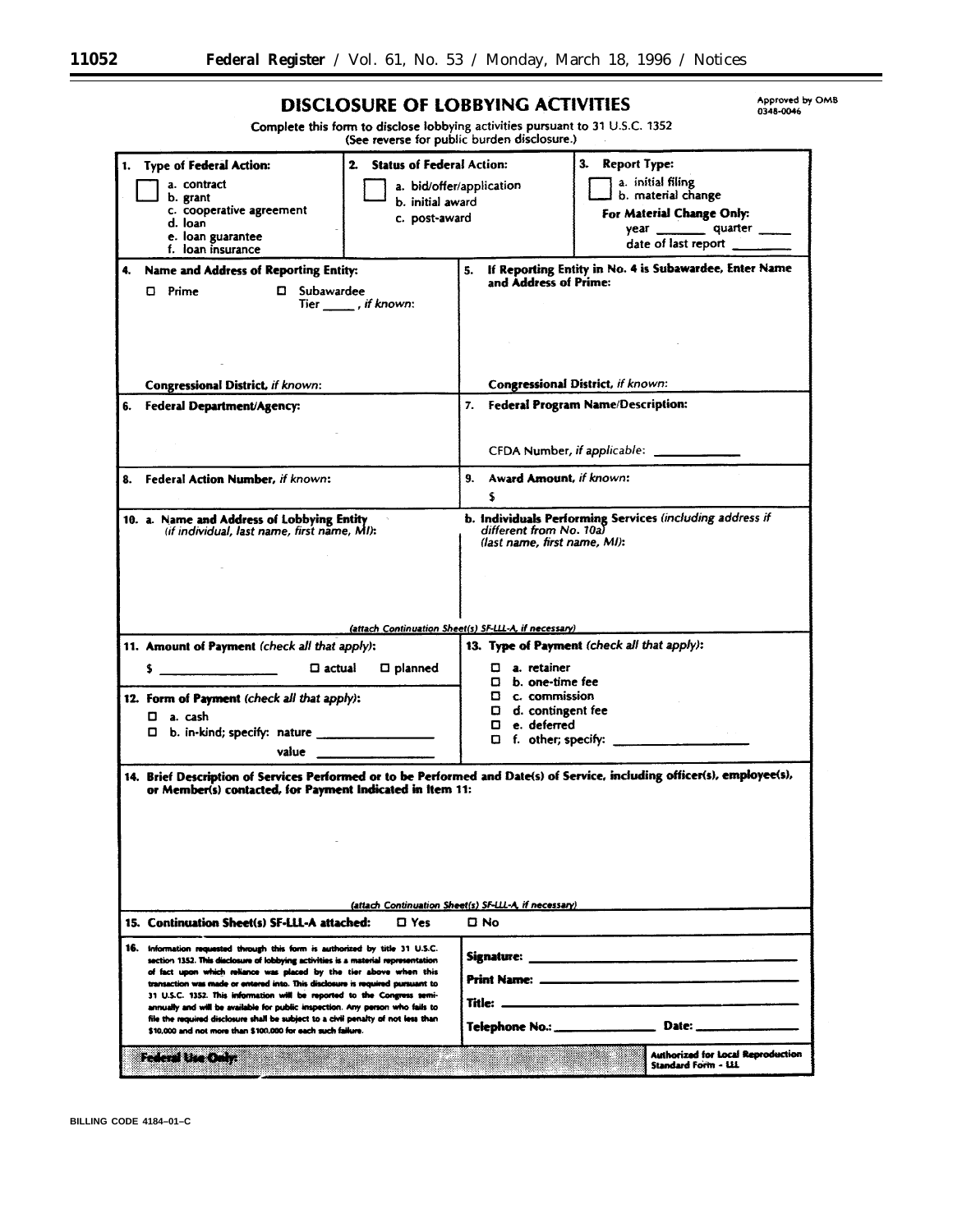# DISCLOSURE OF LOBBYING ACTIVITIES

Approved by OMB 0348-0046

Complete this form to disclose lobbying activities pursuant to 31 U.S.C. 1352
(See reverse for public burden disclosure.)

**1. Type of Federal Action:**

☐ a. contract
b. grant
c. cooperative agreement
d. loan
e. loan guarantee
f. loan insurance

**2. Status of Federal Action:**

☐ a. bid/offer/application
b. initial award
c. post-award

**3. Report Type:**

☐ a. initial filing
b. material change

**For Material Change Only:**
year ________ quarter _____
date of last report _________

**4. Name and Address of Reporting Entity:**

☐ Prime ☐ Subawardee
Tier _____, *if known*:

**Congressional District,** *if known*:

**5. If Reporting Entity in No. 4 is Subawardee, Enter Name and Address of Prime:**

**Congressional District,** *if known*:

**6. Federal Department/Agency:**

**7. Federal Program Name/Description:**

CFDA Number, *if applicable*: ____________

**8. Federal Action Number,** *if known*:

**9. Award Amount,** *if known*:
$

**10. a. Name and Address of Lobbying Entity** *(if individual, last name, first name, MI)*:

**b. Individuals Performing Services** *(including address if different from No. 10a) (last name, first name, MI)*:

*(attach Continuation Sheet(s) SF-LLL-A, if necessary)*

**11. Amount of Payment** *(check all that apply)*:

$ ________________ ☐ actual ☐ planned

**12. Form of Payment** *(check all that apply)*:

☐ a. cash
☐ b. in-kind; specify: nature ________________
value ________________

**13. Type of Payment** *(check all that apply)*:

☐ a. retainer
☐ b. one-time fee
☐ c. commission
☐ d. contingent fee
☐ e. deferred
☐ f. other; specify: ___________________

**14. Brief Description of Services Performed or to be Performed and Date(s) of Service, including officer(s), employee(s), or Member(s) contacted, for Payment Indicated in Item 11:**

*(attach Continuation Sheet(s) SF-LLL-A, if necessary)*

**15. Continuation Sheet(s) SF-LLL-A attached:** ☐ Yes ☐ No

**16.** Information requested through this form is authorized by title 31 U.S.C. section 1352. This disclosure of lobbying activities is a material representation of fact upon which reliance was placed by the tier above when this transaction was made or entered into. This disclosure is required pursuant to 31 U.S.C. 1352. This information will be reported to the Congress semi-annually and will be available for public inspection. Any person who fails to file the required disclosure shall be subject to a civil penalty of not less than $10,000 and not more than $100,000 for each such failure.

**Signature:** ______________________________

**Print Name:** ______________________________

**Title:** ______________________________

**Telephone No.:** _______________ **Date:** _______________

**Federal Use Only:**

**Authorized for Local Reproduction**
**Standard Form - LLL**

BILLING CODE 4184–01–C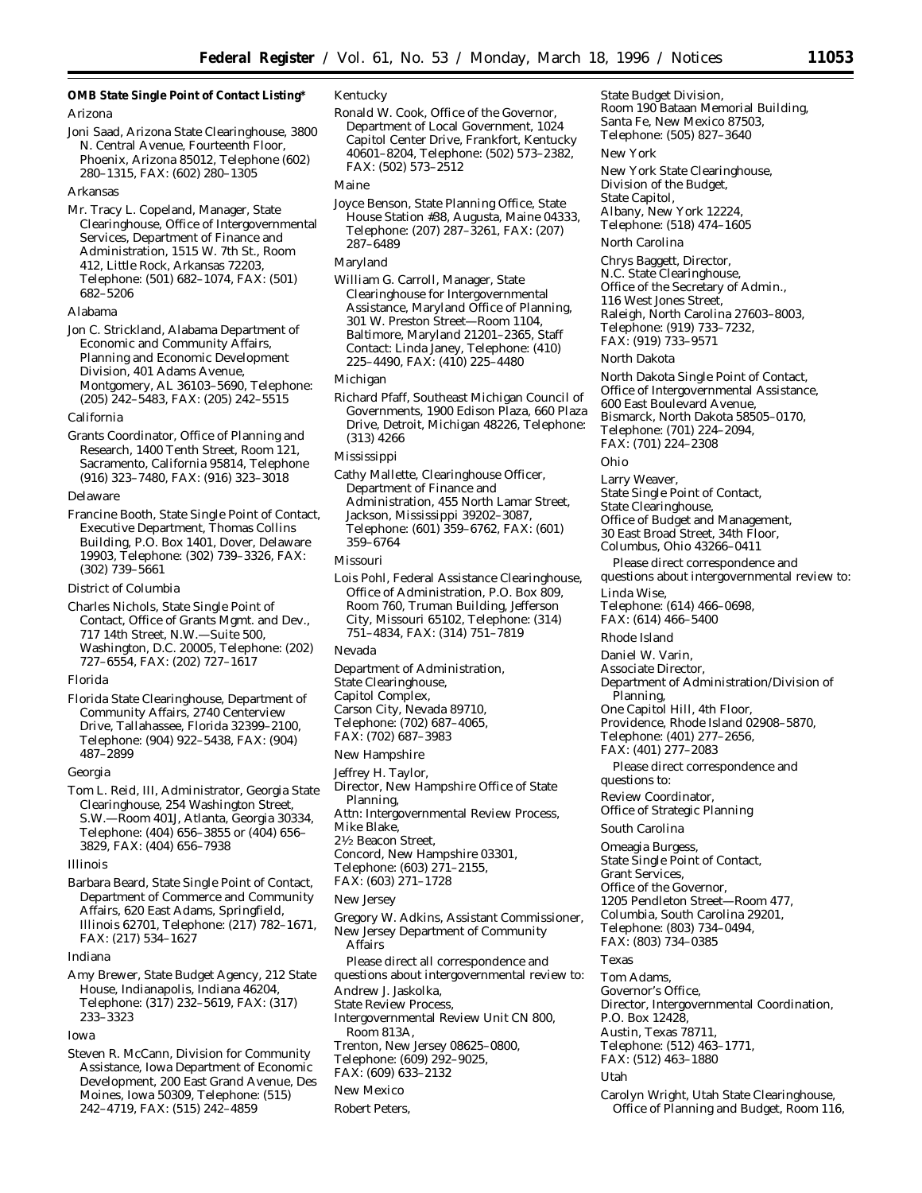**OMB State Single Point of Contact Listing***

Arizona

Joni Saad, Arizona State Clearinghouse, 3800 N. Central Avenue, Fourteenth Floor, Phoenix, Arizona 85012, Telephone (602) 280–1315, FAX: (602) 280–1305

Arkansas

Mr. Tracy L. Copeland, Manager, State Clearinghouse, Office of Intergovernmental Services, Department of Finance and Administration, 1515 W. 7th St., Room 412, Little Rock, Arkansas 72203, Telephone: (501) 682–1074, FAX: (501) 682–5206

Alabama

Jon C. Strickland, Alabama Department of Economic and Community Affairs, Planning and Economic Development Division, 401 Adams Avenue, Montgomery, AL 36103–5690, Telephone: (205) 242–5483, FAX: (205) 242–5515

California

Grants Coordinator, Office of Planning and Research, 1400 Tenth Street, Room 121, Sacramento, California 95814, Telephone (916) 323–7480, FAX: (916) 323–3018

Delaware

Francine Booth, State Single Point of Contact, Executive Department, Thomas Collins Building, P.O. Box 1401, Dover, Delaware 19903, Telephone: (302) 739–3326, FAX: (302) 739–5661

District of Columbia

Charles Nichols, State Single Point of Contact, Office of Grants Mgmt. and Dev., 717 14th Street, N.W.—Suite 500, Washington, D.C. 20005, Telephone: (202) 727–6554, FAX: (202) 727–1617

Florida

Florida State Clearinghouse, Department of Community Affairs, 2740 Centerview Drive, Tallahassee, Florida 32399–2100, Telephone: (904) 922–5438, FAX: (904) 487–2899

Georgia

Tom L. Reid, III, Administrator, Georgia State Clearinghouse, 254 Washington Street, S.W.—Room 401J, Atlanta, Georgia 30334, Telephone: (404) 656–3855 or (404) 656–3829, FAX: (404) 656–7938

Illinois

Barbara Beard, State Single Point of Contact, Department of Commerce and Community Affairs, 620 East Adams, Springfield, Illinois 62701, Telephone: (217) 782–1671, FAX: (217) 534–1627

Indiana

Amy Brewer, State Budget Agency, 212 State House, Indianapolis, Indiana 46204, Telephone: (317) 232–5619, FAX: (317) 233–3323

Iowa

Steven R. McCann, Division for Community Assistance, Iowa Department of Economic Development, 200 East Grand Avenue, Des Moines, Iowa 50309, Telephone: (515) 242–4719, FAX: (515) 242–4859

Kentucky

Ronald W. Cook, Office of the Governor, Department of Local Government, 1024 Capitol Center Drive, Frankfort, Kentucky 40601–8204, Telephone: (502) 573–2382, FAX: (502) 573–2512

Maine

Joyce Benson, State Planning Office, State House Station #38, Augusta, Maine 04333, Telephone: (207) 287–3261, FAX: (207) 287–6489

Maryland

William G. Carroll, Manager, State Clearinghouse for Intergovernmental Assistance, Maryland Office of Planning, 301 W. Preston Street—Room 1104, Baltimore, Maryland 21201–2365, Staff Contact: Linda Janey, Telephone: (410) 225–4490, FAX: (410) 225–4480

Michigan

Richard Pfaff, Southeast Michigan Council of Governments, 1900 Edison Plaza, 660 Plaza Drive, Detroit, Michigan 48226, Telephone: (313) 4266

Mississippi

Cathy Mallette, Clearinghouse Officer, Department of Finance and Administration, 455 North Lamar Street, Jackson, Mississippi 39202–3087, Telephone: (601) 359–6762, FAX: (601) 359–6764

Missouri

Lois Pohl, Federal Assistance Clearinghouse, Office of Administration, P.O. Box 809, Room 760, Truman Building, Jefferson City, Missouri 65102, Telephone: (314) 751–4834, FAX: (314) 751–7819

Nevada

Department of Administration,
State Clearinghouse,
Capitol Complex,
Carson City, Nevada 89710,
Telephone: (702) 687–4065,
FAX: (702) 687–3983

New Hampshire

Jeffrey H. Taylor,
Director, New Hampshire Office of State Planning,
Attn: Intergovernmental Review Process,
Mike Blake,
2½ Beacon Street,
Concord, New Hampshire 03301,
Telephone: (603) 271–2155,
FAX: (603) 271–1728

New Jersey

Gregory W. Adkins, Assistant Commissioner, New Jersey Department of Community Affairs

Please direct all correspondence and questions about intergovernmental review to:

Andrew J. Jaskolka,
State Review Process,
Intergovernmental Review Unit CN 800, Room 813A,
Trenton, New Jersey 08625–0800,
Telephone: (609) 292–9025,
FAX: (609) 633–2132

New Mexico

Robert Peters,
State Budget Division,
Room 190 Bataan Memorial Building,
Santa Fe, New Mexico 87503,
Telephone: (505) 827–3640

New York

New York State Clearinghouse,
Division of the Budget,
State Capitol,
Albany, New York 12224,
Telephone: (518) 474–1605

North Carolina

Chrys Baggett, Director,
N.C. State Clearinghouse,
Office of the Secretary of Admin.,
116 West Jones Street,
Raleigh, North Carolina 27603–8003,
Telephone: (919) 733–7232,
FAX: (919) 733–9571

North Dakota

North Dakota Single Point of Contact,
Office of Intergovernmental Assistance,
600 East Boulevard Avenue,
Bismarck, North Dakota 58505–0170,
Telephone: (701) 224–2094,
FAX: (701) 224–2308

Ohio

Larry Weaver,
State Single Point of Contact,
State Clearinghouse,
Office of Budget and Management,
30 East Broad Street, 34th Floor,
Columbus, Ohio 43266–0411

Please direct correspondence and questions about intergovernmental review to:

Linda Wise,
Telephone: (614) 466–0698,
FAX: (614) 466–5400

Rhode Island

Daniel W. Varin,
Associate Director,
Department of Administration/Division of Planning,
One Capitol Hill, 4th Floor,
Providence, Rhode Island 02908–5870,
Telephone: (401) 277–2656,
FAX: (401) 277–2083

Please direct correspondence and questions to:

Review Coordinator,
Office of Strategic Planning

South Carolina

Omeagia Burgess,
State Single Point of Contact,
Grant Services,
Office of the Governor,
1205 Pendleton Street—Room 477,
Columbia, South Carolina 29201,
Telephone: (803) 734–0494,
FAX: (803) 734–0385

Texas

Tom Adams,
Governor's Office,
Director, Intergovernmental Coordination,
P.O. Box 12428,
Austin, Texas 78711,
Telephone: (512) 463–1771,
FAX: (512) 463–1880

Utah

Carolyn Wright, Utah State Clearinghouse, Office of Planning and Budget, Room 116,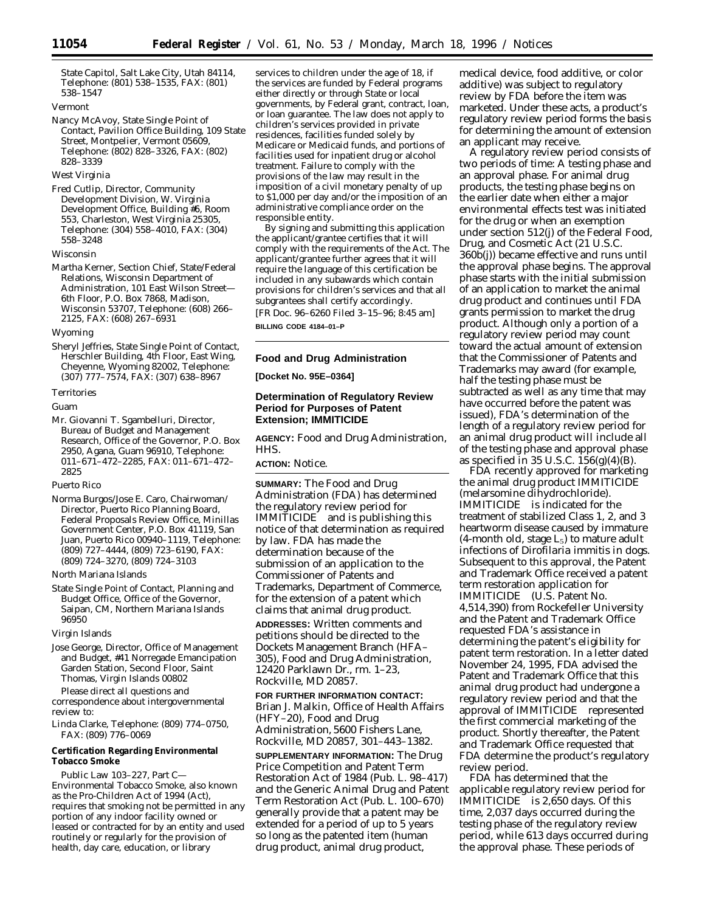State Capitol, Salt Lake City, Utah 84114, Telephone: (801) 538–1535, FAX: (801) 538–1547

Vermont

Nancy McAvoy, State Single Point of Contact, Pavilion Office Building, 109 State Street, Montpelier, Vermont 05609, Telephone: (802) 828–3326, FAX: (802) 828–3339

West Virginia

Fred Cutlip, Director, Community Development Division, W. Virginia Development Office, Building #6, Room 553, Charleston, West Virginia 25305, Telephone: (304) 558–4010, FAX: (304) 558–3248

Wisconsin

Martha Kerner, Section Chief, State/Federal Relations, Wisconsin Department of Administration, 101 East Wilson Street—6th Floor, P.O. Box 7868, Madison, Wisconsin 53707, Telephone: (608) 266–2125, FAX: (608) 267–6931

Wyoming

Sheryl Jeffries, State Single Point of Contact, Herschler Building, 4th Floor, East Wing, Cheyenne, Wyoming 82002, Telephone: (307) 777–7574, FAX: (307) 638–8967

Territories

Guam

Mr. Giovanni T. Sgambelluri, Director, Bureau of Budget and Management Research, Office of the Governor, P.O. Box 2950, Agana, Guam 96910, Telephone: 011–671–472–2285, FAX: 011–671–472–2825

Puerto Rico

Norma Burgos/Jose E. Caro, Chairwoman/Director, Puerto Rico Planning Board, Federal Proposals Review Office, Minillas Government Center, P.O. Box 41119, San Juan, Puerto Rico 00940–1119, Telephone: (809) 727–4444, (809) 723–6190, FAX: (809) 724–3270, (809) 724–3103

North Mariana Islands

State Single Point of Contact, Planning and Budget Office, Office of the Governor, Saipan, CM, Northern Mariana Islands 96950

Virgin Islands

Jose George, Director, Office of Management and Budget, #41 Norregade Emancipation Garden Station, Second Floor, Saint Thomas, Virgin Islands 00802

Please direct all questions and correspondence about intergovernmental review to:

Linda Clarke, Telephone: (809) 774–0750, FAX: (809) 776–0069

**Certification Regarding Environmental Tobacco Smoke**

Public Law 103–227, Part C—Environmental Tobacco Smoke, also known as the Pro-Children Act of 1994 (Act), requires that smoking not be permitted in any portion of any indoor facility owned or leased or contracted for by an entity and used routinely or regularly for the provision of health, day care, education, or library services to children under the age of 18, if the services are funded by Federal programs either directly or through State or local governments, by Federal grant, contract, loan, or loan guarantee. The law does not apply to children's services provided in private residences, facilities funded solely by Medicare or Medicaid funds, and portions of facilities used for inpatient drug or alcohol treatment. Failure to comply with the provisions of the law may result in the imposition of a civil monetary penalty of up to $1,000 per day and/or the imposition of an administrative compliance order on the responsible entity.

By signing and submitting this application the applicant/grantee certifies that it will comply with the requirements of the Act. The applicant/grantee further agrees that it will require the language of this certification be included in any subawards which contain provisions for children's services and that all subgrantees shall certify accordingly.

[FR Doc. 96–6260 Filed 3–15–96; 8:45 am]

**BILLING CODE 4184–01–P**

## Food and Drug Administration

**[Docket No. 95E–0364]**

## Determination of Regulatory Review Period for Purposes of Patent Extension; IMMITICIDE

**AGENCY:** Food and Drug Administration, HHS.

**ACTION:** Notice.

**SUMMARY:** The Food and Drug Administration (FDA) has determined the regulatory review period for IMMITICIDE and is publishing this notice of that determination as required by law. FDA has made the determination because of the submission of an application to the Commissioner of Patents and Trademarks, Department of Commerce, for the extension of a patent which claims that animal drug product.

**ADDRESSES:** Written comments and petitions should be directed to the Dockets Management Branch (HFA–305), Food and Drug Administration, 12420 Parklawn Dr., rm. 1–23, Rockville, MD 20857.

**FOR FURTHER INFORMATION CONTACT:** Brian J. Malkin, Office of Health Affairs (HFY–20), Food and Drug Administration, 5600 Fishers Lane, Rockville, MD 20857, 301–443–1382.

**SUPPLEMENTARY INFORMATION:** The Drug Price Competition and Patent Term Restoration Act of 1984 (Pub. L. 98–417) and the Generic Animal Drug and Patent Term Restoration Act (Pub. L. 100–670) generally provide that a patent may be extended for a period of up to 5 years so long as the patented item (human drug product, animal drug product, medical device, food additive, or color additive) was subject to regulatory review by FDA before the item was marketed. Under these acts, a product's regulatory review period forms the basis for determining the amount of extension an applicant may receive.

A regulatory review period consists of two periods of time: A testing phase and an approval phase. For animal drug products, the testing phase begins on the earlier date when either a major environmental effects test was initiated for the drug or when an exemption under section 512(j) of the Federal Food, Drug, and Cosmetic Act (21 U.S.C. 360b(j)) became effective and runs until the approval phase begins. The approval phase starts with the initial submission of an application to market the animal drug product and continues until FDA grants permission to market the drug product. Although only a portion of a regulatory review period may count toward the actual amount of extension that the Commissioner of Patents and Trademarks may award (for example, half the testing phase must be subtracted as well as any time that may have occurred before the patent was issued), FDA's determination of the length of a regulatory review period for an animal drug product will include all of the testing phase and approval phase as specified in 35 U.S.C. 156(g)(4)(B).

FDA recently approved for marketing the animal drug product IMMITICIDE (melarsomine dihydrochloride). IMMITICIDE is indicated for the treatment of stabilized Class 1, 2, and 3 heartworm disease caused by immature (4-month old, stage $L_5$) to mature adult infections of *Dirofilaria immitis* in dogs. Subsequent to this approval, the Patent and Trademark Office received a patent term restoration application for IMMITICIDE (U.S. Patent No. 4,514,390) from Rockefeller University and the Patent and Trademark Office requested FDA's assistance in determining the patent's eligibility for patent term restoration. In a letter dated November 24, 1995, FDA advised the Patent and Trademark Office that this animal drug product had undergone a regulatory review period and that the approval of IMMITICIDE represented the first commercial marketing of the product. Shortly thereafter, the Patent and Trademark Office requested that FDA determine the product's regulatory review period.

FDA has determined that the applicable regulatory review period for IMMITICIDE is 2,650 days. Of this time, 2,037 days occurred during the testing phase of the regulatory review period, while 613 days occurred during the approval phase. These periods of